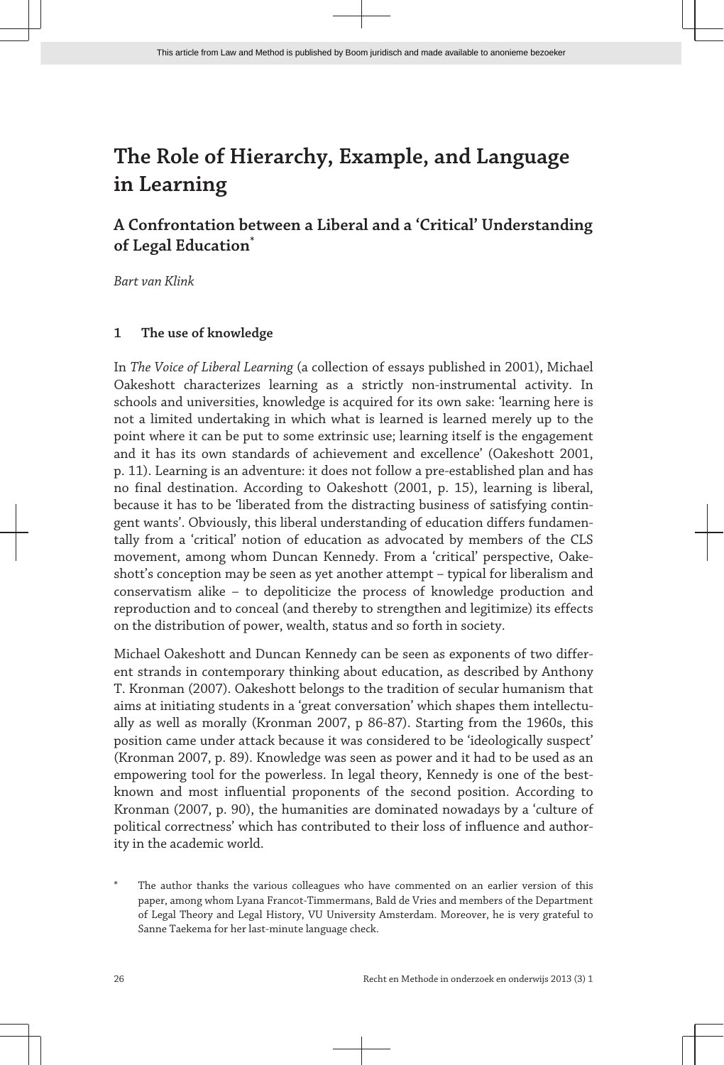# The Role of Hierarchy, Example, and Language in Learning

## A Confrontation between a Liberal and a 'Critical' Understanding of Legal Education*

*Bart van Klink*

### 1 The use of knowledge

In *The Voice of Liberal Learning* (a collection of essays published in 2001), Michael Oakeshott characterizes learning as a strictly non-instrumental activity. In schools and universities, knowledge is acquired for its own sake: 'learning here is not a limited undertaking in which what is learned is learned merely up to the point where it can be put to some extrinsic use; learning itself is the engagement and it has its own standards of achievement and excellence' (Oakeshott 2001, p. 11). Learning is an adventure: it does not follow a pre-established plan and has no final destination. According to Oakeshott (2001, p. 15), learning is liberal, because it has to be 'liberated from the distracting business of satisfying contingent wants'. Obviously, this liberal understanding of education differs fundamentally from a 'critical' notion of education as advocated by members of the CLS movement, among whom Duncan Kennedy. From a 'critical' perspective, Oakeshott's conception may be seen as yet another attempt – typical for liberalism and conservatism alike – to depoliticize the process of knowledge production and reproduction and to conceal (and thereby to strengthen and legitimize) its effects on the distribution of power, wealth, status and so forth in society.

Michael Oakeshott and Duncan Kennedy can be seen as exponents of two different strands in contemporary thinking about education, as described by Anthony T. Kronman (2007). Oakeshott belongs to the tradition of secular humanism that aims at initiating students in a 'great conversation' which shapes them intellectually as well as morally (Kronman 2007, p 86-87). Starting from the 1960s, this position came under attack because it was considered to be 'ideologically suspect' (Kronman 2007, p. 89). Knowledge was seen as power and it had to be used as an empowering tool for the powerless. In legal theory, Kennedy is one of the best-known and most influential proponents of the second position. According to Kronman (2007, p. 90), the humanities are dominated nowadays by a 'culture of political correctness' which has contributed to their loss of influence and authority in the academic world.

\* The author thanks the various colleagues who have commented on an earlier version of this paper, among whom Lyana Francot-Timmermans, Bald de Vries and members of the Department of Legal Theory and Legal History, VU University Amsterdam. Moreover, he is very grateful to Sanne Taekema for her last-minute language check.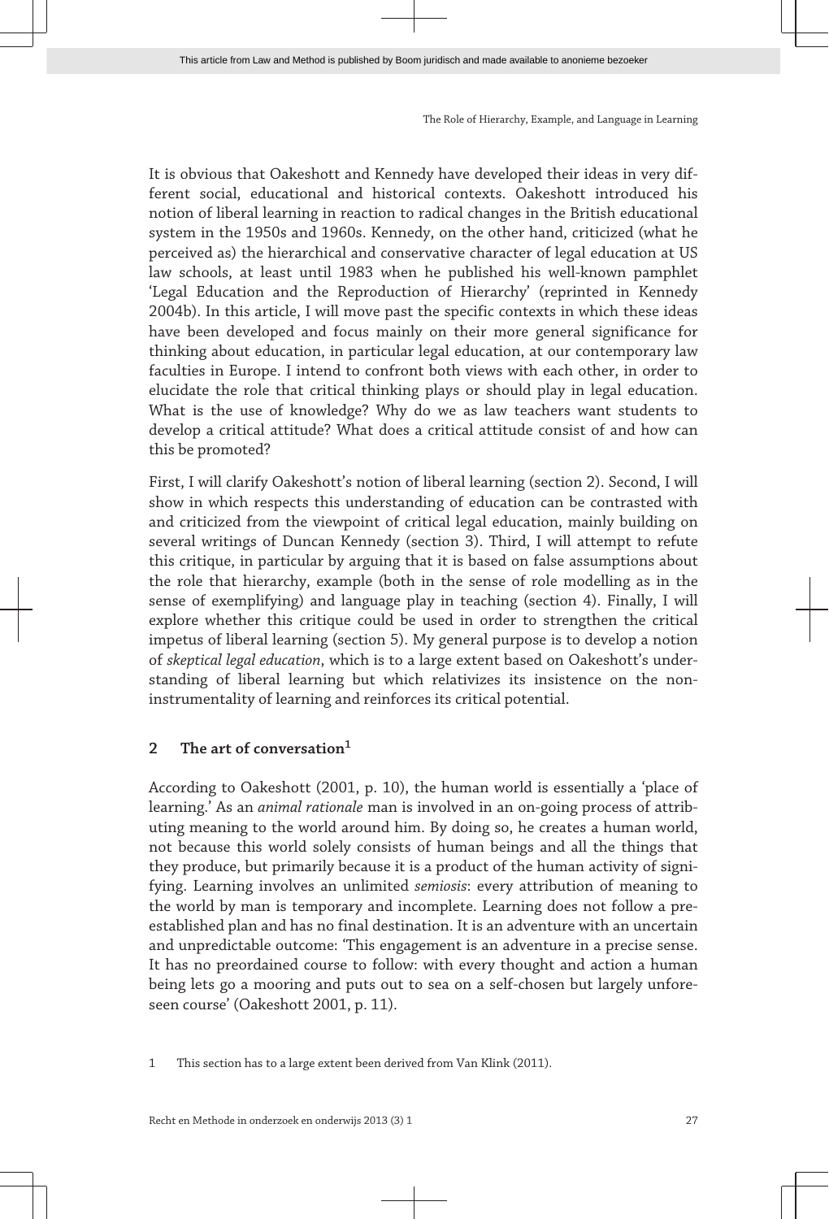It is obvious that Oakeshott and Kennedy have developed their ideas in very different social, educational and historical contexts. Oakeshott introduced his notion of liberal learning in reaction to radical changes in the British educational system in the 1950s and 1960s. Kennedy, on the other hand, criticized (what he perceived as) the hierarchical and conservative character of legal education at US law schools, at least until 1983 when he published his well-known pamphlet 'Legal Education and the Reproduction of Hierarchy' (reprinted in Kennedy 2004b). In this article, I will move past the specific contexts in which these ideas have been developed and focus mainly on their more general significance for thinking about education, in particular legal education, at our contemporary law faculties in Europe. I intend to confront both views with each other, in order to elucidate the role that critical thinking plays or should play in legal education. What is the use of knowledge? Why do we as law teachers want students to develop a critical attitude? What does a critical attitude consist of and how can this be promoted?

First, I will clarify Oakeshott's notion of liberal learning (section 2). Second, I will show in which respects this understanding of education can be contrasted with and criticized from the viewpoint of critical legal education, mainly building on several writings of Duncan Kennedy (section 3). Third, I will attempt to refute this critique, in particular by arguing that it is based on false assumptions about the role that hierarchy, example (both in the sense of role modelling as in the sense of exemplifying) and language play in teaching (section 4). Finally, I will explore whether this critique could be used in order to strengthen the critical impetus of liberal learning (section 5). My general purpose is to develop a notion of *skeptical legal education*, which is to a large extent based on Oakeshott's understanding of liberal learning but which relativizes its insistence on the non-instrumentality of learning and reinforces its critical potential.

## 2 The art of conversation[1]

According to Oakeshott (2001, p. 10), the human world is essentially a 'place of learning.' As an *animal rationale* man is involved in an on-going process of attributing meaning to the world around him. By doing so, he creates a human world, not because this world solely consists of human beings and all the things that they produce, but primarily because it is a product of the human activity of signifying. Learning involves an unlimited *semiosis*: every attribution of meaning to the world by man is temporary and incomplete. Learning does not follow a pre-established plan and has no final destination. It is an adventure with an uncertain and unpredictable outcome: 'This engagement is an adventure in a precise sense. It has no preordained course to follow: with every thought and action a human being lets go a mooring and puts out to sea on a self-chosen but largely unforeseen course' (Oakeshott 2001, p. 11).

1 This section has to a large extent been derived from Van Klink (2011).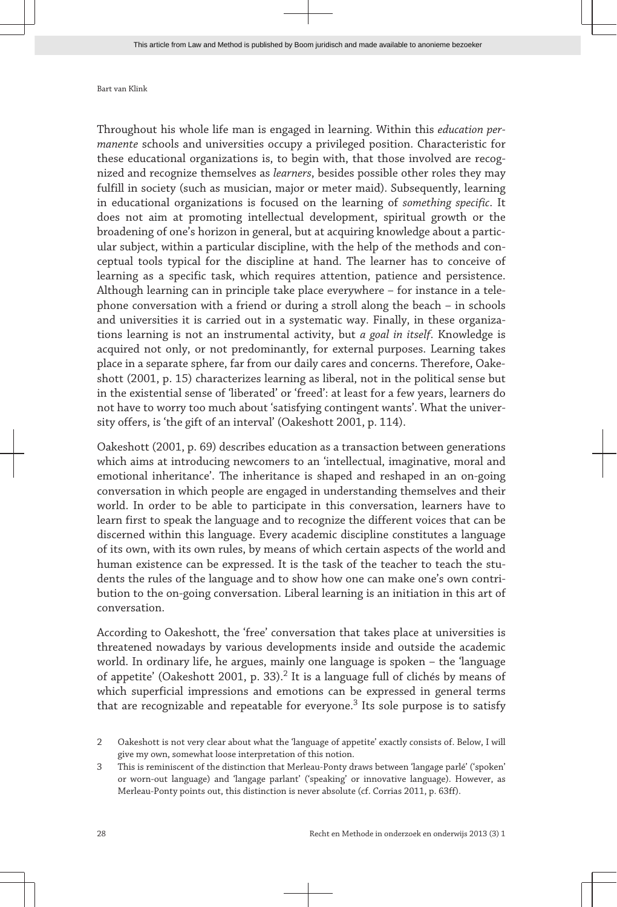Throughout his whole life man is engaged in learning. Within this *education permanente* schools and universities occupy a privileged position. Characteristic for these educational organizations is, to begin with, that those involved are recognized and recognize themselves as *learners*, besides possible other roles they may fulfill in society (such as musician, major or meter maid). Subsequently, learning in educational organizations is focused on the learning of *something specific*. It does not aim at promoting intellectual development, spiritual growth or the broadening of one's horizon in general, but at acquiring knowledge about a particular subject, within a particular discipline, with the help of the methods and conceptual tools typical for the discipline at hand. The learner has to conceive of learning as a specific task, which requires attention, patience and persistence. Although learning can in principle take place everywhere – for instance in a telephone conversation with a friend or during a stroll along the beach – in schools and universities it is carried out in a systematic way. Finally, in these organizations learning is not an instrumental activity, but *a goal in itself*. Knowledge is acquired not only, or not predominantly, for external purposes. Learning takes place in a separate sphere, far from our daily cares and concerns. Therefore, Oakeshott (2001, p. 15) characterizes learning as liberal, not in the political sense but in the existential sense of 'liberated' or 'freed': at least for a few years, learners do not have to worry too much about 'satisfying contingent wants'. What the university offers, is 'the gift of an interval' (Oakeshott 2001, p. 114).

Oakeshott (2001, p. 69) describes education as a transaction between generations which aims at introducing newcomers to an 'intellectual, imaginative, moral and emotional inheritance'. The inheritance is shaped and reshaped in an on-going conversation in which people are engaged in understanding themselves and their world. In order to be able to participate in this conversation, learners have to learn first to speak the language and to recognize the different voices that can be discerned within this language. Every academic discipline constitutes a language of its own, with its own rules, by means of which certain aspects of the world and human existence can be expressed. It is the task of the teacher to teach the students the rules of the language and to show how one can make one's own contribution to the on-going conversation. Liberal learning is an initiation in this art of conversation.

According to Oakeshott, the 'free' conversation that takes place at universities is threatened nowadays by various developments inside and outside the academic world. In ordinary life, he argues, mainly one language is spoken – the 'language of appetite' (Oakeshott 2001, p. 33).[2] It is a language full of clichés by means of which superficial impressions and emotions can be expressed in general terms that are recognizable and repeatable for everyone.[3] Its sole purpose is to satisfy

2 Oakeshott is not very clear about what the 'language of appetite' exactly consists of. Below, I will give my own, somewhat loose interpretation of this notion.

3 This is reminiscent of the distinction that Merleau-Ponty draws between 'langage parlé' ('spoken' or worn-out language) and 'langage parlant' ('speaking' or innovative language). However, as Merleau-Ponty points out, this distinction is never absolute (cf. Corrias 2011, p. 63ff).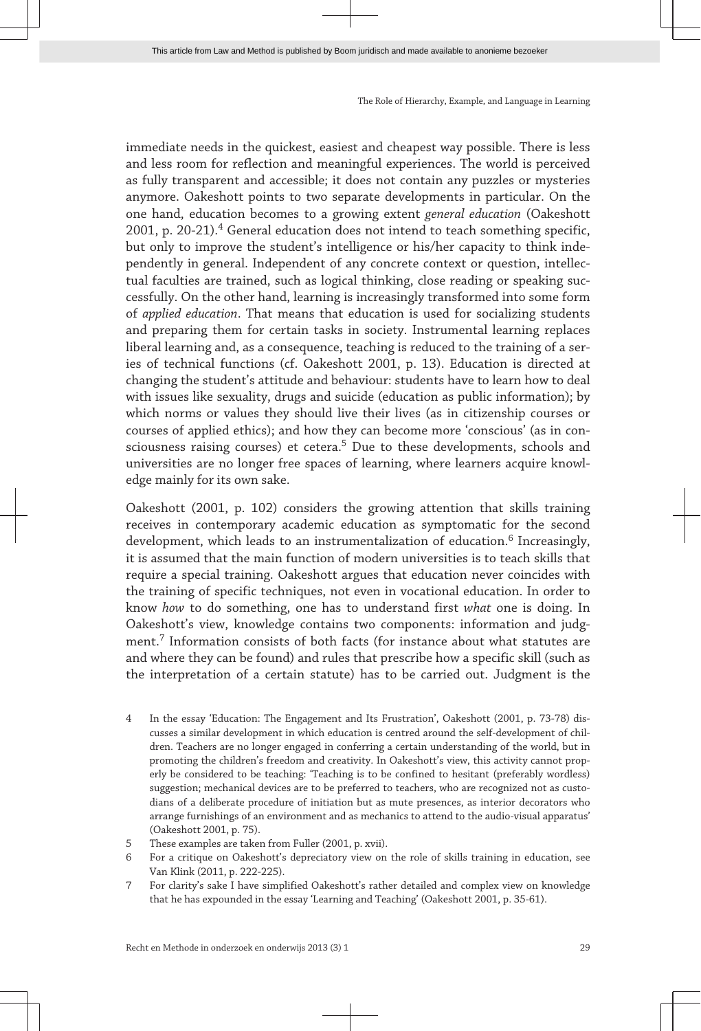immediate needs in the quickest, easiest and cheapest way possible. There is less and less room for reflection and meaningful experiences. The world is perceived as fully transparent and accessible; it does not contain any puzzles or mysteries anymore. Oakeshott points to two separate developments in particular. On the one hand, education becomes to a growing extent *general education* (Oakeshott 2001, p. 20-21).[4] General education does not intend to teach something specific, but only to improve the student's intelligence or his/her capacity to think independently in general. Independent of any concrete context or question, intellectual faculties are trained, such as logical thinking, close reading or speaking successfully. On the other hand, learning is increasingly transformed into some form of *applied education*. That means that education is used for socializing students and preparing them for certain tasks in society. Instrumental learning replaces liberal learning and, as a consequence, teaching is reduced to the training of a series of technical functions (cf. Oakeshott 2001, p. 13). Education is directed at changing the student's attitude and behaviour: students have to learn how to deal with issues like sexuality, drugs and suicide (education as public information); by which norms or values they should live their lives (as in citizenship courses or courses of applied ethics); and how they can become more 'conscious' (as in consciousness raising courses) et cetera.[5] Due to these developments, schools and universities are no longer free spaces of learning, where learners acquire knowledge mainly for its own sake.

Oakeshott (2001, p. 102) considers the growing attention that skills training receives in contemporary academic education as symptomatic for the second development, which leads to an instrumentalization of education.[6] Increasingly, it is assumed that the main function of modern universities is to teach skills that require a special training. Oakeshott argues that education never coincides with the training of specific techniques, not even in vocational education. In order to know *how* to do something, one has to understand first *what* one is doing. In Oakeshott's view, knowledge contains two components: information and judgment.[7] Information consists of both facts (for instance about what statutes are and where they can be found) and rules that prescribe how a specific skill (such as the interpretation of a certain statute) has to be carried out. Judgment is the

4 In the essay 'Education: The Engagement and Its Frustration', Oakeshott (2001, p. 73-78) discusses a similar development in which education is centred around the self-development of children. Teachers are no longer engaged in conferring a certain understanding of the world, but in promoting the children's freedom and creativity. In Oakeshott's view, this activity cannot properly be considered to be teaching: 'Teaching is to be confined to hesitant (preferably wordless) suggestion; mechanical devices are to be preferred to teachers, who are recognized not as custodians of a deliberate procedure of initiation but as mute presences, as interior decorators who arrange furnishings of an environment and as mechanics to attend to the audio-visual apparatus' (Oakeshott 2001, p. 75).

5 These examples are taken from Fuller (2001, p. xvii).

6 For a critique on Oakeshott's depreciatory view on the role of skills training in education, see Van Klink (2011, p. 222-225).

7 For clarity's sake I have simplified Oakeshott's rather detailed and complex view on knowledge that he has expounded in the essay 'Learning and Teaching' (Oakeshott 2001, p. 35-61).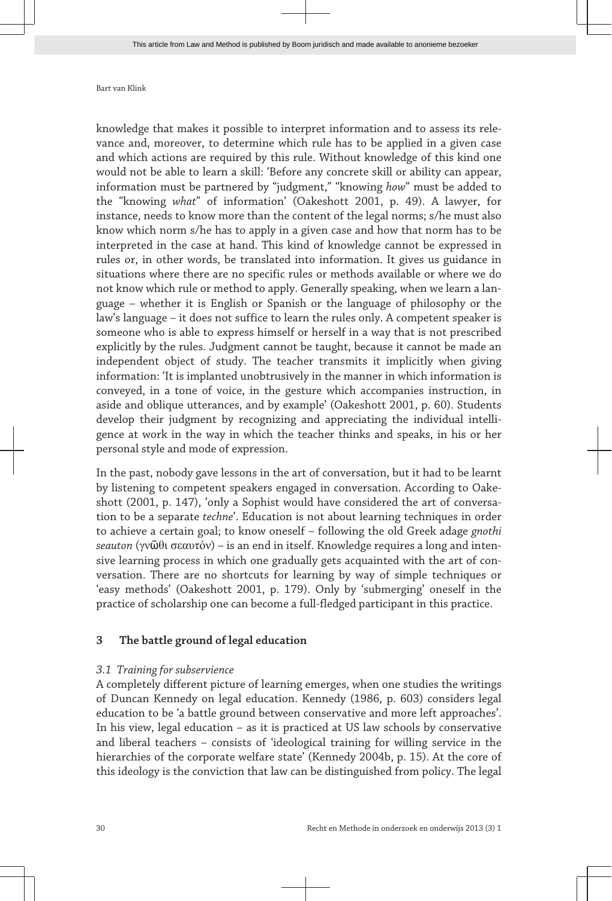knowledge that makes it possible to interpret information and to assess its relevance and, moreover, to determine which rule has to be applied in a given case and which actions are required by this rule. Without knowledge of this kind one would not be able to learn a skill: 'Before any concrete skill or ability can appear, information must be partnered by "judgment," "knowing *how*" must be added to the "knowing *what*" of information' (Oakeshott 2001, p. 49). A lawyer, for instance, needs to know more than the content of the legal norms; s/he must also know which norm s/he has to apply in a given case and how that norm has to be interpreted in the case at hand. This kind of knowledge cannot be expressed in rules or, in other words, be translated into information. It gives us guidance in situations where there are no specific rules or methods available or where we do not know which rule or method to apply. Generally speaking, when we learn a language – whether it is English or Spanish or the language of philosophy or the law's language – it does not suffice to learn the rules only. A competent speaker is someone who is able to express himself or herself in a way that is not prescribed explicitly by the rules. Judgment cannot be taught, because it cannot be made an independent object of study. The teacher transmits it implicitly when giving information: 'It is implanted unobtrusively in the manner in which information is conveyed, in a tone of voice, in the gesture which accompanies instruction, in aside and oblique utterances, and by example' (Oakeshott 2001, p. 60). Students develop their judgment by recognizing and appreciating the individual intelligence at work in the way in which the teacher thinks and speaks, in his or her personal style and mode of expression.

In the past, nobody gave lessons in the art of conversation, but it had to be learnt by listening to competent speakers engaged in conversation. According to Oakeshott (2001, p. 147), 'only a Sophist would have considered the art of conversation to be a separate *techne*'. Education is not about learning techniques in order to achieve a certain goal; to know oneself – following the old Greek adage *gnothi seauton* (γνῶθι σεαυτόν) – is an end in itself. Knowledge requires a long and intensive learning process in which one gradually gets acquainted with the art of conversation. There are no shortcuts for learning by way of simple techniques or 'easy methods' (Oakeshott 2001, p. 179). Only by 'submerging' oneself in the practice of scholarship one can become a full-fledged participant in this practice.

## 3 The battle ground of legal education

### *3.1 Training for subservience*

A completely different picture of learning emerges, when one studies the writings of Duncan Kennedy on legal education. Kennedy (1986, p. 603) considers legal education to be 'a battle ground between conservative and more left approaches'. In his view, legal education – as it is practiced at US law schools by conservative and liberal teachers – consists of 'ideological training for willing service in the hierarchies of the corporate welfare state' (Kennedy 2004b, p. 15). At the core of this ideology is the conviction that law can be distinguished from policy. The legal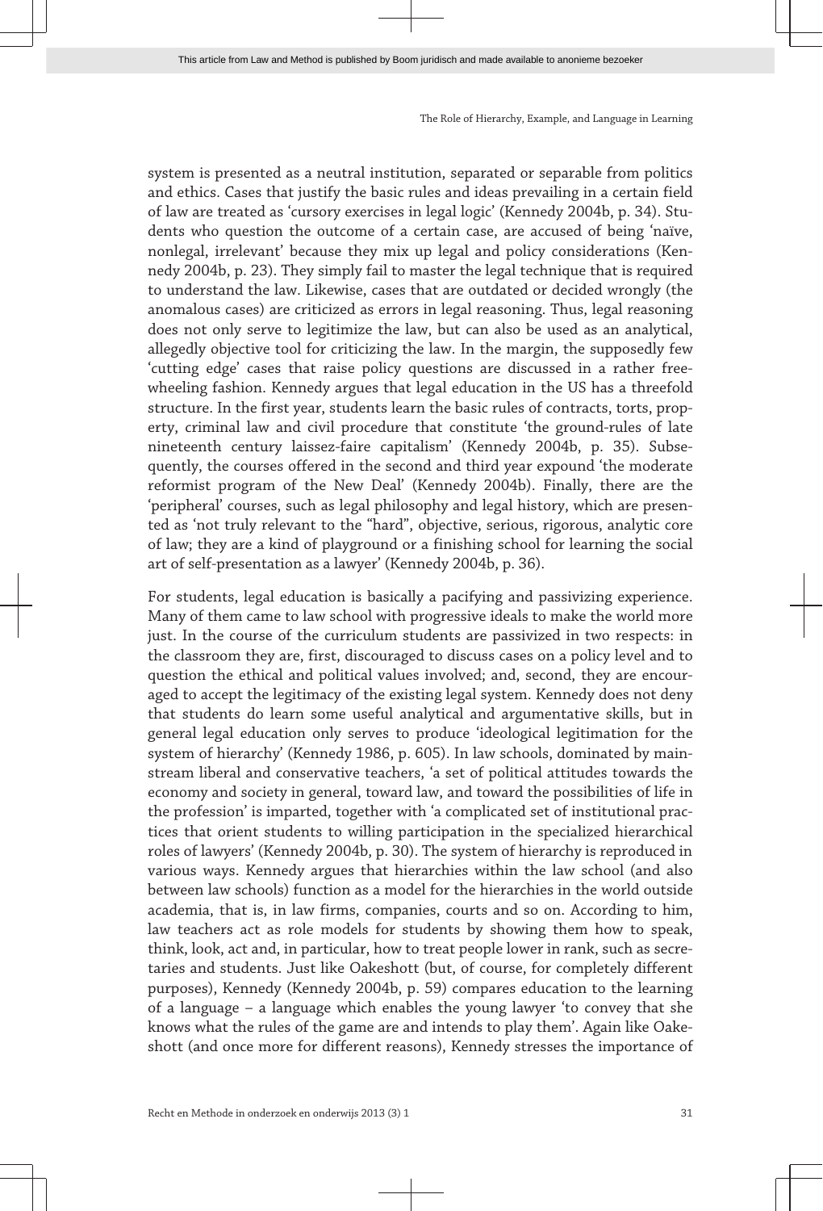system is presented as a neutral institution, separated or separable from politics and ethics. Cases that justify the basic rules and ideas prevailing in a certain field of law are treated as 'cursory exercises in legal logic' (Kennedy 2004b, p. 34). Students who question the outcome of a certain case, are accused of being 'naïve, nonlegal, irrelevant' because they mix up legal and policy considerations (Kennedy 2004b, p. 23). They simply fail to master the legal technique that is required to understand the law. Likewise, cases that are outdated or decided wrongly (the anomalous cases) are criticized as errors in legal reasoning. Thus, legal reasoning does not only serve to legitimize the law, but can also be used as an analytical, allegedly objective tool for criticizing the law. In the margin, the supposedly few 'cutting edge' cases that raise policy questions are discussed in a rather free-wheeling fashion. Kennedy argues that legal education in the US has a threefold structure. In the first year, students learn the basic rules of contracts, torts, property, criminal law and civil procedure that constitute 'the ground-rules of late nineteenth century laissez-faire capitalism' (Kennedy 2004b, p. 35). Subsequently, the courses offered in the second and third year expound 'the moderate reformist program of the New Deal' (Kennedy 2004b). Finally, there are the 'peripheral' courses, such as legal philosophy and legal history, which are presented as 'not truly relevant to the "hard", objective, serious, rigorous, analytic core of law; they are a kind of playground or a finishing school for learning the social art of self-presentation as a lawyer' (Kennedy 2004b, p. 36).

For students, legal education is basically a pacifying and passivizing experience. Many of them came to law school with progressive ideals to make the world more just. In the course of the curriculum students are passivized in two respects: in the classroom they are, first, discouraged to discuss cases on a policy level and to question the ethical and political values involved; and, second, they are encouraged to accept the legitimacy of the existing legal system. Kennedy does not deny that students do learn some useful analytical and argumentative skills, but in general legal education only serves to produce 'ideological legitimation for the system of hierarchy' (Kennedy 1986, p. 605). In law schools, dominated by mainstream liberal and conservative teachers, 'a set of political attitudes towards the economy and society in general, toward law, and toward the possibilities of life in the profession' is imparted, together with 'a complicated set of institutional practices that orient students to willing participation in the specialized hierarchical roles of lawyers' (Kennedy 2004b, p. 30). The system of hierarchy is reproduced in various ways. Kennedy argues that hierarchies within the law school (and also between law schools) function as a model for the hierarchies in the world outside academia, that is, in law firms, companies, courts and so on. According to him, law teachers act as role models for students by showing them how to speak, think, look, act and, in particular, how to treat people lower in rank, such as secretaries and students. Just like Oakeshott (but, of course, for completely different purposes), Kennedy (Kennedy 2004b, p. 59) compares education to the learning of a language – a language which enables the young lawyer 'to convey that she knows what the rules of the game are and intends to play them'. Again like Oakeshott (and once more for different reasons), Kennedy stresses the importance of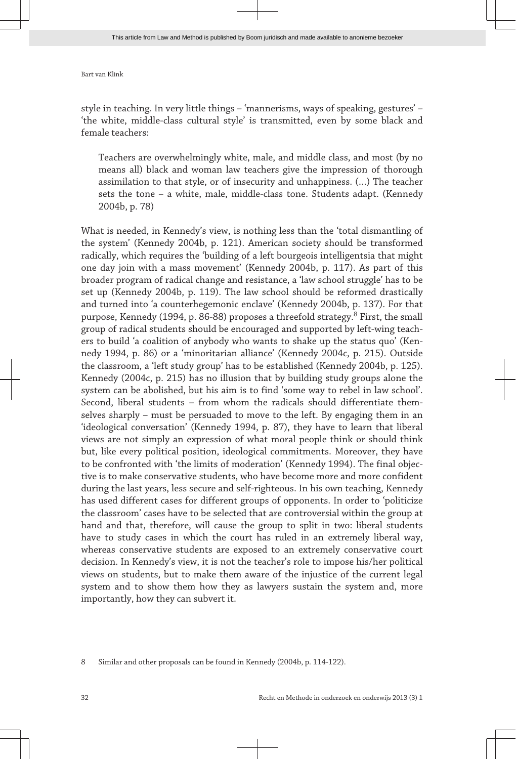style in teaching. In very little things – 'mannerisms, ways of speaking, gestures' – 'the white, middle-class cultural style' is transmitted, even by some black and female teachers:

> Teachers are overwhelmingly white, male, and middle class, and most (by no means all) black and woman law teachers give the impression of thorough assimilation to that style, or of insecurity and unhappiness. (...) The teacher sets the tone – a white, male, middle-class tone. Students adapt. (Kennedy 2004b, p. 78)

What is needed, in Kennedy's view, is nothing less than the 'total dismantling of the system' (Kennedy 2004b, p. 121). American society should be transformed radically, which requires the 'building of a left bourgeois intelligentsia that might one day join with a mass movement' (Kennedy 2004b, p. 117). As part of this broader program of radical change and resistance, a 'law school struggle' has to be set up (Kennedy 2004b, p. 119). The law school should be reformed drastically and turned into 'a counterhegemonic enclave' (Kennedy 2004b, p. 137). For that purpose, Kennedy (1994, p. 86-88) proposes a threefold strategy.[8] First, the small group of radical students should be encouraged and supported by left-wing teachers to build 'a coalition of anybody who wants to shake up the status quo' (Kennedy 1994, p. 86) or a 'minoritarian alliance' (Kennedy 2004c, p. 215). Outside the classroom, a 'left study group' has to be established (Kennedy 2004b, p. 125). Kennedy (2004c, p. 215) has no illusion that by building study groups alone the system can be abolished, but his aim is to find 'some way to rebel in law school'. Second, liberal students – from whom the radicals should differentiate themselves sharply – must be persuaded to move to the left. By engaging them in an 'ideological conversation' (Kennedy 1994, p. 87), they have to learn that liberal views are not simply an expression of what moral people think or should think but, like every political position, ideological commitments. Moreover, they have to be confronted with 'the limits of moderation' (Kennedy 1994). The final objective is to make conservative students, who have become more and more confident during the last years, less secure and self-righteous. In his own teaching, Kennedy has used different cases for different groups of opponents. In order to 'politicize the classroom' cases have to be selected that are controversial within the group at hand and that, therefore, will cause the group to split in two: liberal students have to study cases in which the court has ruled in an extremely liberal way, whereas conservative students are exposed to an extremely conservative court decision. In Kennedy's view, it is not the teacher's role to impose his/her political views on students, but to make them aware of the injustice of the current legal system and to show them how they as lawyers sustain the system and, more importantly, how they can subvert it.

8 Similar and other proposals can be found in Kennedy (2004b, p. 114-122).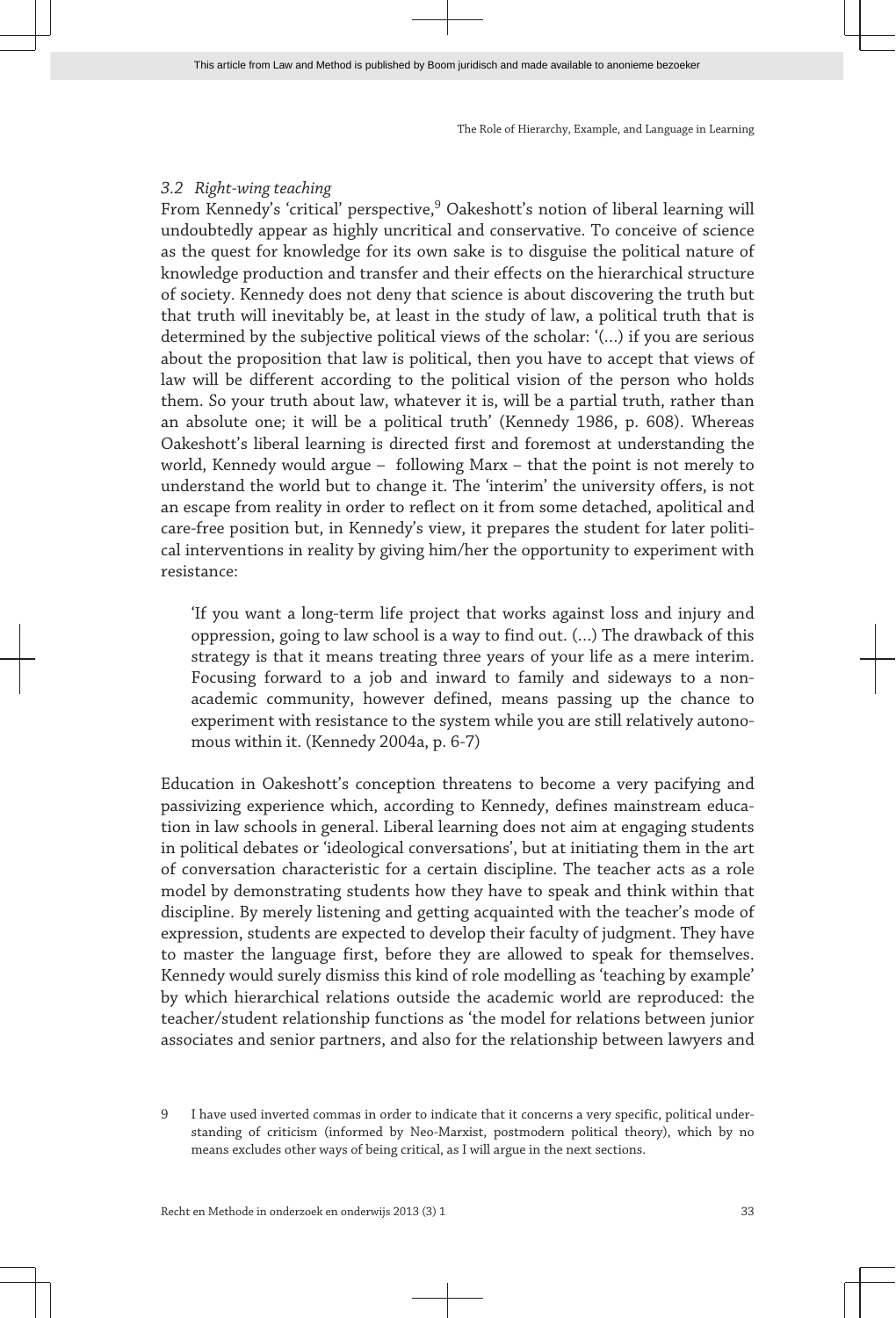### 3.2 Right-wing teaching

From Kennedy's 'critical' perspective,[9] Oakeshott's notion of liberal learning will undoubtedly appear as highly uncritical and conservative. To conceive of science as the quest for knowledge for its own sake is to disguise the political nature of knowledge production and transfer and their effects on the hierarchical structure of society. Kennedy does not deny that science is about discovering the truth but that truth will inevitably be, at least in the study of law, a political truth that is determined by the subjective political views of the scholar: '(…) if you are serious about the proposition that law is political, then you have to accept that views of law will be different according to the political vision of the person who holds them. So your truth about law, whatever it is, will be a partial truth, rather than an absolute one; it will be a political truth' (Kennedy 1986, p. 608). Whereas Oakeshott's liberal learning is directed first and foremost at understanding the world, Kennedy would argue – following Marx – that the point is not merely to understand the world but to change it. The 'interim' the university offers, is not an escape from reality in order to reflect on it from some detached, apolitical and care-free position but, in Kennedy's view, it prepares the student for later political interventions in reality by giving him/her the opportunity to experiment with resistance:

> 'If you want a long-term life project that works against loss and injury and oppression, going to law school is a way to find out. (…) The drawback of this strategy is that it means treating three years of your life as a mere interim. Focusing forward to a job and inward to family and sideways to a non-academic community, however defined, means passing up the chance to experiment with resistance to the system while you are still relatively autonomous within it. (Kennedy 2004a, p. 6-7)

Education in Oakeshott's conception threatens to become a very pacifying and passivizing experience which, according to Kennedy, defines mainstream education in law schools in general. Liberal learning does not aim at engaging students in political debates or 'ideological conversations', but at initiating them in the art of conversation characteristic for a certain discipline. The teacher acts as a role model by demonstrating students how they have to speak and think within that discipline. By merely listening and getting acquainted with the teacher's mode of expression, students are expected to develop their faculty of judgment. They have to master the language first, before they are allowed to speak for themselves. Kennedy would surely dismiss this kind of role modelling as 'teaching by example' by which hierarchical relations outside the academic world are reproduced: the teacher/student relationship functions as 'the model for relations between junior associates and senior partners, and also for the relationship between lawyers and

9 I have used inverted commas in order to indicate that it concerns a very specific, political understanding of criticism (informed by Neo-Marxist, postmodern political theory), which by no means excludes other ways of being critical, as I will argue in the next sections.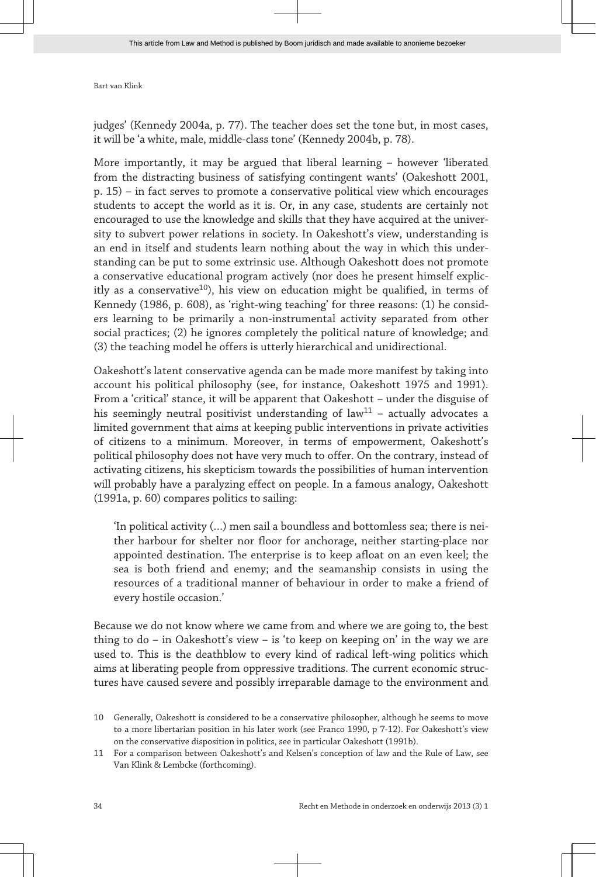judges' (Kennedy 2004a, p. 77). The teacher does set the tone but, in most cases, it will be 'a white, male, middle-class tone' (Kennedy 2004b, p. 78).

More importantly, it may be argued that liberal learning – however 'liberated from the distracting business of satisfying contingent wants' (Oakeshott 2001, p. 15) – in fact serves to promote a conservative political view which encourages students to accept the world as it is. Or, in any case, students are certainly not encouraged to use the knowledge and skills that they have acquired at the university to subvert power relations in society. In Oakeshott's view, understanding is an end in itself and students learn nothing about the way in which this understanding can be put to some extrinsic use. Although Oakeshott does not promote a conservative educational program actively (nor does he present himself explicitly as a conservative[10]), his view on education might be qualified, in terms of Kennedy (1986, p. 608), as 'right-wing teaching' for three reasons: (1) he considers learning to be primarily a non-instrumental activity separated from other social practices; (2) he ignores completely the political nature of knowledge; and (3) the teaching model he offers is utterly hierarchical and unidirectional.

Oakeshott's latent conservative agenda can be made more manifest by taking into account his political philosophy (see, for instance, Oakeshott 1975 and 1991). From a 'critical' stance, it will be apparent that Oakeshott – under the disguise of his seemingly neutral positivist understanding of law[11] – actually advocates a limited government that aims at keeping public interventions in private activities of citizens to a minimum. Moreover, in terms of empowerment, Oakeshott's political philosophy does not have very much to offer. On the contrary, instead of activating citizens, his skepticism towards the possibilities of human intervention will probably have a paralyzing effect on people. In a famous analogy, Oakeshott (1991a, p. 60) compares politics to sailing:

> 'In political activity (…) men sail a boundless and bottomless sea; there is neither harbour for shelter nor floor for anchorage, neither starting-place nor appointed destination. The enterprise is to keep afloat on an even keel; the sea is both friend and enemy; and the seamanship consists in using the resources of a traditional manner of behaviour in order to make a friend of every hostile occasion.'

Because we do not know where we came from and where we are going to, the best thing to do – in Oakeshott's view – is 'to keep on keeping on' in the way we are used to. This is the deathblow to every kind of radical left-wing politics which aims at liberating people from oppressive traditions. The current economic structures have caused severe and possibly irreparable damage to the environment and

10 Generally, Oakeshott is considered to be a conservative philosopher, although he seems to move to a more libertarian position in his later work (see Franco 1990, p 7-12). For Oakeshott's view on the conservative disposition in politics, see in particular Oakeshott (1991b).

11 For a comparison between Oakeshott's and Kelsen's conception of law and the Rule of Law, see Van Klink & Lembcke (forthcoming).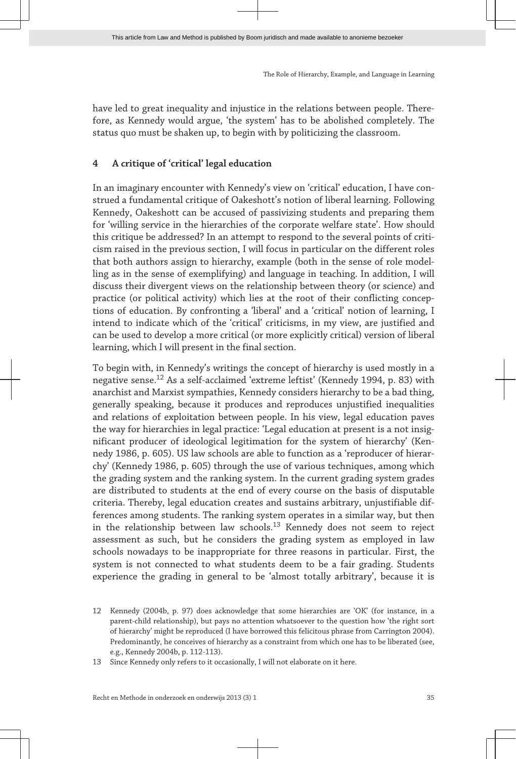have led to great inequality and injustice in the relations between people. Therefore, as Kennedy would argue, 'the system' has to be abolished completely. The status quo must be shaken up, to begin with by politicizing the classroom.

## 4 A critique of 'critical' legal education

In an imaginary encounter with Kennedy's view on 'critical' education, I have construed a fundamental critique of Oakeshott's notion of liberal learning. Following Kennedy, Oakeshott can be accused of passivizing students and preparing them for 'willing service in the hierarchies of the corporate welfare state'. How should this critique be addressed? In an attempt to respond to the several points of criticism raised in the previous section, I will focus in particular on the different roles that both authors assign to hierarchy, example (both in the sense of role modelling as in the sense of exemplifying) and language in teaching. In addition, I will discuss their divergent views on the relationship between theory (or science) and practice (or political activity) which lies at the root of their conflicting conceptions of education. By confronting a 'liberal' and a 'critical' notion of learning, I intend to indicate which of the 'critical' criticisms, in my view, are justified and can be used to develop a more critical (or more explicitly critical) version of liberal learning, which I will present in the final section.

To begin with, in Kennedy's writings the concept of hierarchy is used mostly in a negative sense.[12] As a self-acclaimed 'extreme leftist' (Kennedy 1994, p. 83) with anarchist and Marxist sympathies, Kennedy considers hierarchy to be a bad thing, generally speaking, because it produces and reproduces unjustified inequalities and relations of exploitation between people. In his view, legal education paves the way for hierarchies in legal practice: 'Legal education at present is a not insignificant producer of ideological legitimation for the system of hierarchy' (Kennedy 1986, p. 605). US law schools are able to function as a 'reproducer of hierarchy' (Kennedy 1986, p. 605) through the use of various techniques, among which the grading system and the ranking system. In the current grading system grades are distributed to students at the end of every course on the basis of disputable criteria. Thereby, legal education creates and sustains arbitrary, unjustifiable differences among students. The ranking system operates in a similar way, but then in the relationship between law schools.[13] Kennedy does not seem to reject assessment as such, but he considers the grading system as employed in law schools nowadays to be inappropriate for three reasons in particular. First, the system is not connected to what students deem to be a fair grading. Students experience the grading in general to be 'almost totally arbitrary', because it is

12 Kennedy (2004b, p. 97) does acknowledge that some hierarchies are 'OK' (for instance, in a parent-child relationship), but pays no attention whatsoever to the question how 'the right sort of hierarchy' might be reproduced (I have borrowed this felicitous phrase from Carrington 2004). Predominantly, he conceives of hierarchy as a constraint from which one has to be liberated (see, e.g., Kennedy 2004b, p. 112-113).

13 Since Kennedy only refers to it occasionally, I will not elaborate on it here.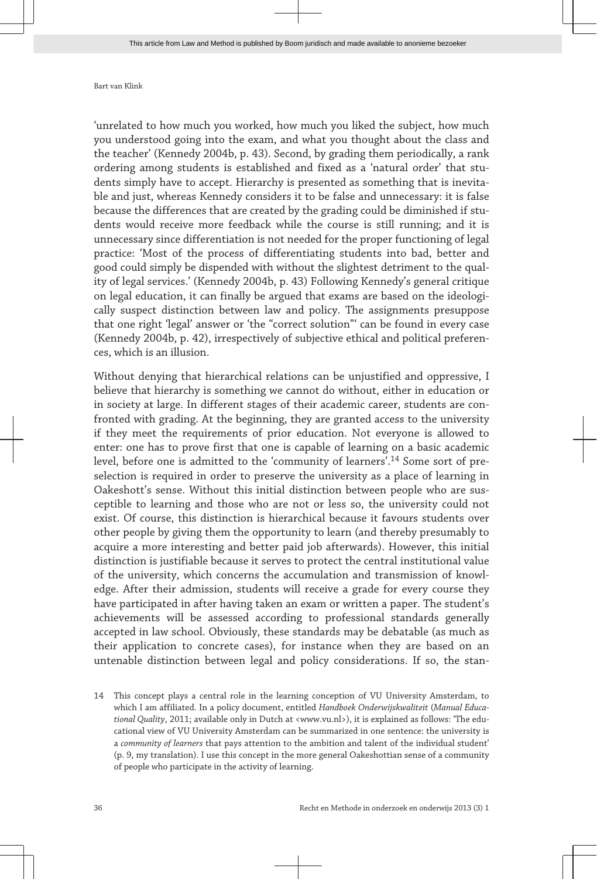'unrelated to how much you worked, how much you liked the subject, how much you understood going into the exam, and what you thought about the class and the teacher' (Kennedy 2004b, p. 43). Second, by grading them periodically, a rank ordering among students is established and fixed as a 'natural order' that students simply have to accept. Hierarchy is presented as something that is inevitable and just, whereas Kennedy considers it to be false and unnecessary: it is false because the differences that are created by the grading could be diminished if students would receive more feedback while the course is still running; and it is unnecessary since differentiation is not needed for the proper functioning of legal practice: 'Most of the process of differentiating students into bad, better and good could simply be dispended with without the slightest detriment to the quality of legal services.' (Kennedy 2004b, p. 43) Following Kennedy's general critique on legal education, it can finally be argued that exams are based on the ideologically suspect distinction between law and policy. The assignments presuppose that one right 'legal' answer or 'the "correct solution"' can be found in every case (Kennedy 2004b, p. 42), irrespectively of subjective ethical and political preferences, which is an illusion.

Without denying that hierarchical relations can be unjustified and oppressive, I believe that hierarchy is something we cannot do without, either in education or in society at large. In different stages of their academic career, students are confronted with grading. At the beginning, they are granted access to the university if they meet the requirements of prior education. Not everyone is allowed to enter: one has to prove first that one is capable of learning on a basic academic level, before one is admitted to the 'community of learners'.[14] Some sort of preselection is required in order to preserve the university as a place of learning in Oakeshott's sense. Without this initial distinction between people who are susceptible to learning and those who are not or less so, the university could not exist. Of course, this distinction is hierarchical because it favours students over other people by giving them the opportunity to learn (and thereby presumably to acquire a more interesting and better paid job afterwards). However, this initial distinction is justifiable because it serves to protect the central institutional value of the university, which concerns the accumulation and transmission of knowledge. After their admission, students will receive a grade for every course they have participated in after having taken an exam or written a paper. The student's achievements will be assessed according to professional standards generally accepted in law school. Obviously, these standards may be debatable (as much as their application to concrete cases), for instance when they are based on an untenable distinction between legal and policy considerations. If so, the stan-

14 This concept plays a central role in the learning conception of VU University Amsterdam, to which I am affiliated. In a policy document, entitled *Handboek Onderwijskwaliteit* (*Manual Educational Quality*, 2011; available only in Dutch at <www.vu.nl>), it is explained as follows: 'The educational view of VU University Amsterdam can be summarized in one sentence: the university is a *community of learners* that pays attention to the ambition and talent of the individual student' (p. 9, my translation). I use this concept in the more general Oakeshottian sense of a community of people who participate in the activity of learning.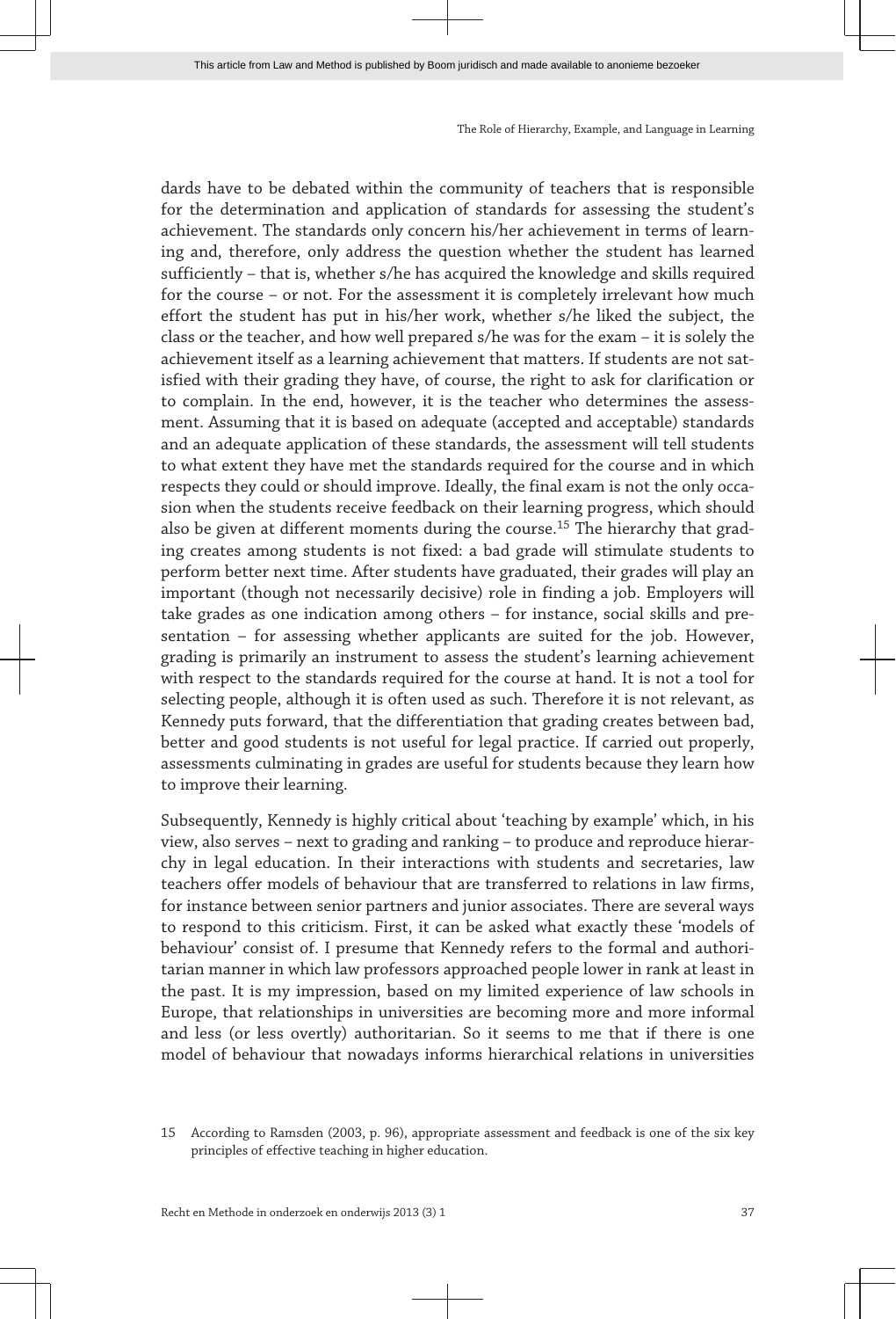dards have to be debated within the community of teachers that is responsible for the determination and application of standards for assessing the student's achievement. The standards only concern his/her achievement in terms of learning and, therefore, only address the question whether the student has learned sufficiently – that is, whether s/he has acquired the knowledge and skills required for the course – or not. For the assessment it is completely irrelevant how much effort the student has put in his/her work, whether s/he liked the subject, the class or the teacher, and how well prepared s/he was for the exam – it is solely the achievement itself as a learning achievement that matters. If students are not satisfied with their grading they have, of course, the right to ask for clarification or to complain. In the end, however, it is the teacher who determines the assessment. Assuming that it is based on adequate (accepted and acceptable) standards and an adequate application of these standards, the assessment will tell students to what extent they have met the standards required for the course and in which respects they could or should improve. Ideally, the final exam is not the only occasion when the students receive feedback on their learning progress, which should also be given at different moments during the course.[15] The hierarchy that grading creates among students is not fixed: a bad grade will stimulate students to perform better next time. After students have graduated, their grades will play an important (though not necessarily decisive) role in finding a job. Employers will take grades as one indication among others – for instance, social skills and presentation – for assessing whether applicants are suited for the job. However, grading is primarily an instrument to assess the student's learning achievement with respect to the standards required for the course at hand. It is not a tool for selecting people, although it is often used as such. Therefore it is not relevant, as Kennedy puts forward, that the differentiation that grading creates between bad, better and good students is not useful for legal practice. If carried out properly, assessments culminating in grades are useful for students because they learn how to improve their learning.

Subsequently, Kennedy is highly critical about 'teaching by example' which, in his view, also serves – next to grading and ranking – to produce and reproduce hierarchy in legal education. In their interactions with students and secretaries, law teachers offer models of behaviour that are transferred to relations in law firms, for instance between senior partners and junior associates. There are several ways to respond to this criticism. First, it can be asked what exactly these 'models of behaviour' consist of. I presume that Kennedy refers to the formal and authoritarian manner in which law professors approached people lower in rank at least in the past. It is my impression, based on my limited experience of law schools in Europe, that relationships in universities are becoming more and more informal and less (or less overtly) authoritarian. So it seems to me that if there is one model of behaviour that nowadays informs hierarchical relations in universities

15 According to Ramsden (2003, p. 96), appropriate assessment and feedback is one of the six key principles of effective teaching in higher education.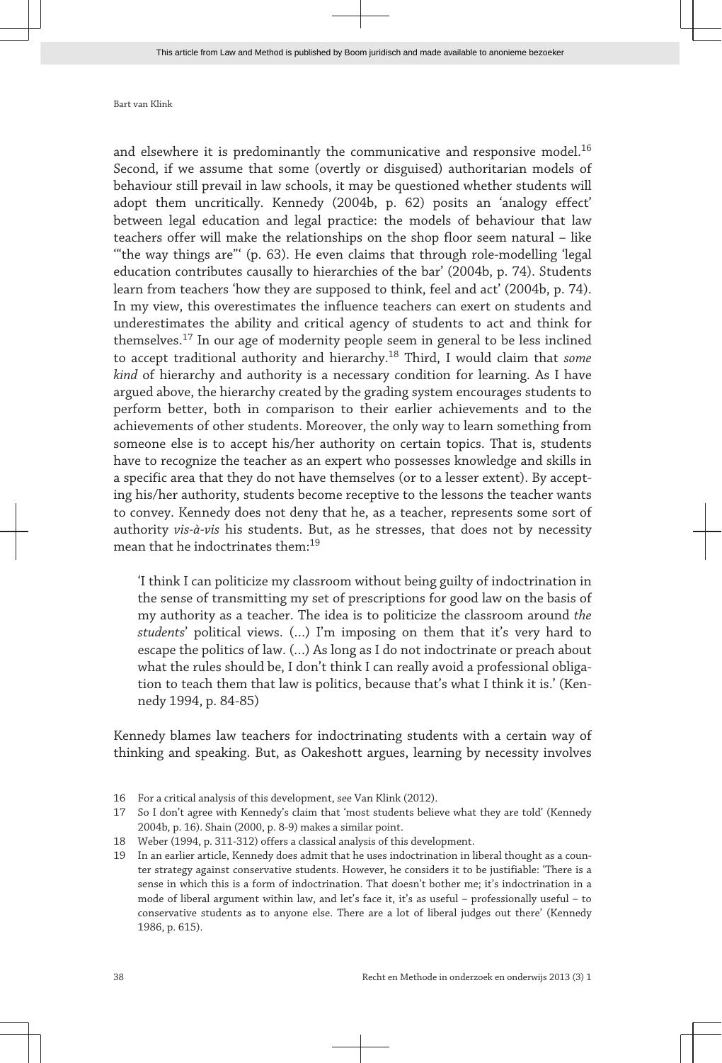and elsewhere it is predominantly the communicative and responsive model.[16] Second, if we assume that some (overtly or disguised) authoritarian models of behaviour still prevail in law schools, it may be questioned whether students will adopt them uncritically. Kennedy (2004b, p. 62) posits an 'analogy effect' between legal education and legal practice: the models of behaviour that law teachers offer will make the relationships on the shop floor seem natural – like '"the way things are"' (p. 63). He even claims that through role-modelling 'legal education contributes causally to hierarchies of the bar' (2004b, p. 74). Students learn from teachers 'how they are supposed to think, feel and act' (2004b, p. 74). In my view, this overestimates the influence teachers can exert on students and underestimates the ability and critical agency of students to act and think for themselves.[17] In our age of modernity people seem in general to be less inclined to accept traditional authority and hierarchy.[18] Third, I would claim that *some kind* of hierarchy and authority is a necessary condition for learning. As I have argued above, the hierarchy created by the grading system encourages students to perform better, both in comparison to their earlier achievements and to the achievements of other students. Moreover, the only way to learn something from someone else is to accept his/her authority on certain topics. That is, students have to recognize the teacher as an expert who possesses knowledge and skills in a specific area that they do not have themselves (or to a lesser extent). By accepting his/her authority, students become receptive to the lessons the teacher wants to convey. Kennedy does not deny that he, as a teacher, represents some sort of authority *vis-à-vis* his students. But, as he stresses, that does not by necessity mean that he indoctrinates them:[19]

> 'I think I can politicize my classroom without being guilty of indoctrination in the sense of transmitting my set of prescriptions for good law on the basis of my authority as a teacher. The idea is to politicize the classroom around *the students'* political views. (...) I'm imposing on them that it's very hard to escape the politics of law. (...) As long as I do not indoctrinate or preach about what the rules should be, I don't think I can really avoid a professional obligation to teach them that law is politics, because that's what I think it is.' (Kennedy 1994, p. 84-85)

Kennedy blames law teachers for indoctrinating students with a certain way of thinking and speaking. But, as Oakeshott argues, learning by necessity involves

16 For a critical analysis of this development, see Van Klink (2012).

17 So I don't agree with Kennedy's claim that 'most students believe what they are told' (Kennedy 2004b, p. 16). Shain (2000, p. 8-9) makes a similar point.

18 Weber (1994, p. 311-312) offers a classical analysis of this development.

19 In an earlier article, Kennedy does admit that he uses indoctrination in liberal thought as a counter strategy against conservative students. However, he considers it to be justifiable: 'There is a sense in which this is a form of indoctrination. That doesn't bother me; it's indoctrination in a mode of liberal argument within law, and let's face it, it's as useful – professionally useful – to conservative students as to anyone else. There are a lot of liberal judges out there' (Kennedy 1986, p. 615).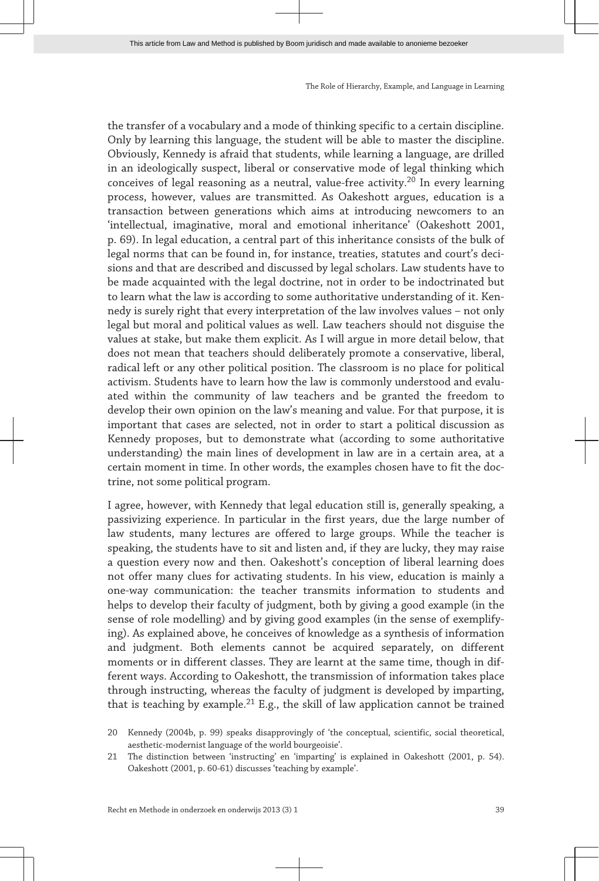the transfer of a vocabulary and a mode of thinking specific to a certain discipline. Only by learning this language, the student will be able to master the discipline. Obviously, Kennedy is afraid that students, while learning a language, are drilled in an ideologically suspect, liberal or conservative mode of legal thinking which conceives of legal reasoning as a neutral, value-free activity.[20] In every learning process, however, values are transmitted. As Oakeshott argues, education is a transaction between generations which aims at introducing newcomers to an 'intellectual, imaginative, moral and emotional inheritance' (Oakeshott 2001, p. 69). In legal education, a central part of this inheritance consists of the bulk of legal norms that can be found in, for instance, treaties, statutes and court's decisions and that are described and discussed by legal scholars. Law students have to be made acquainted with the legal doctrine, not in order to be indoctrinated but to learn what the law is according to some authoritative understanding of it. Kennedy is surely right that every interpretation of the law involves values – not only legal but moral and political values as well. Law teachers should not disguise the values at stake, but make them explicit. As I will argue in more detail below, that does not mean that teachers should deliberately promote a conservative, liberal, radical left or any other political position. The classroom is no place for political activism. Students have to learn how the law is commonly understood and evaluated within the community of law teachers and be granted the freedom to develop their own opinion on the law's meaning and value. For that purpose, it is important that cases are selected, not in order to start a political discussion as Kennedy proposes, but to demonstrate what (according to some authoritative understanding) the main lines of development in law are in a certain area, at a certain moment in time. In other words, the examples chosen have to fit the doctrine, not some political program.

I agree, however, with Kennedy that legal education still is, generally speaking, a passivizing experience. In particular in the first years, due the large number of law students, many lectures are offered to large groups. While the teacher is speaking, the students have to sit and listen and, if they are lucky, they may raise a question every now and then. Oakeshott's conception of liberal learning does not offer many clues for activating students. In his view, education is mainly a one-way communication: the teacher transmits information to students and helps to develop their faculty of judgment, both by giving a good example (in the sense of role modelling) and by giving good examples (in the sense of exemplifying). As explained above, he conceives of knowledge as a synthesis of information and judgment. Both elements cannot be acquired separately, on different moments or in different classes. They are learnt at the same time, though in different ways. According to Oakeshott, the transmission of information takes place through instructing, whereas the faculty of judgment is developed by imparting, that is teaching by example.[21] E.g., the skill of law application cannot be trained

20 Kennedy (2004b, p. 99) speaks disapprovingly of 'the conceptual, scientific, social theoretical, aesthetic-modernist language of the world bourgeoisie'.

21 The distinction between 'instructing' en 'imparting' is explained in Oakeshott (2001, p. 54). Oakeshott (2001, p. 60-61) discusses 'teaching by example'.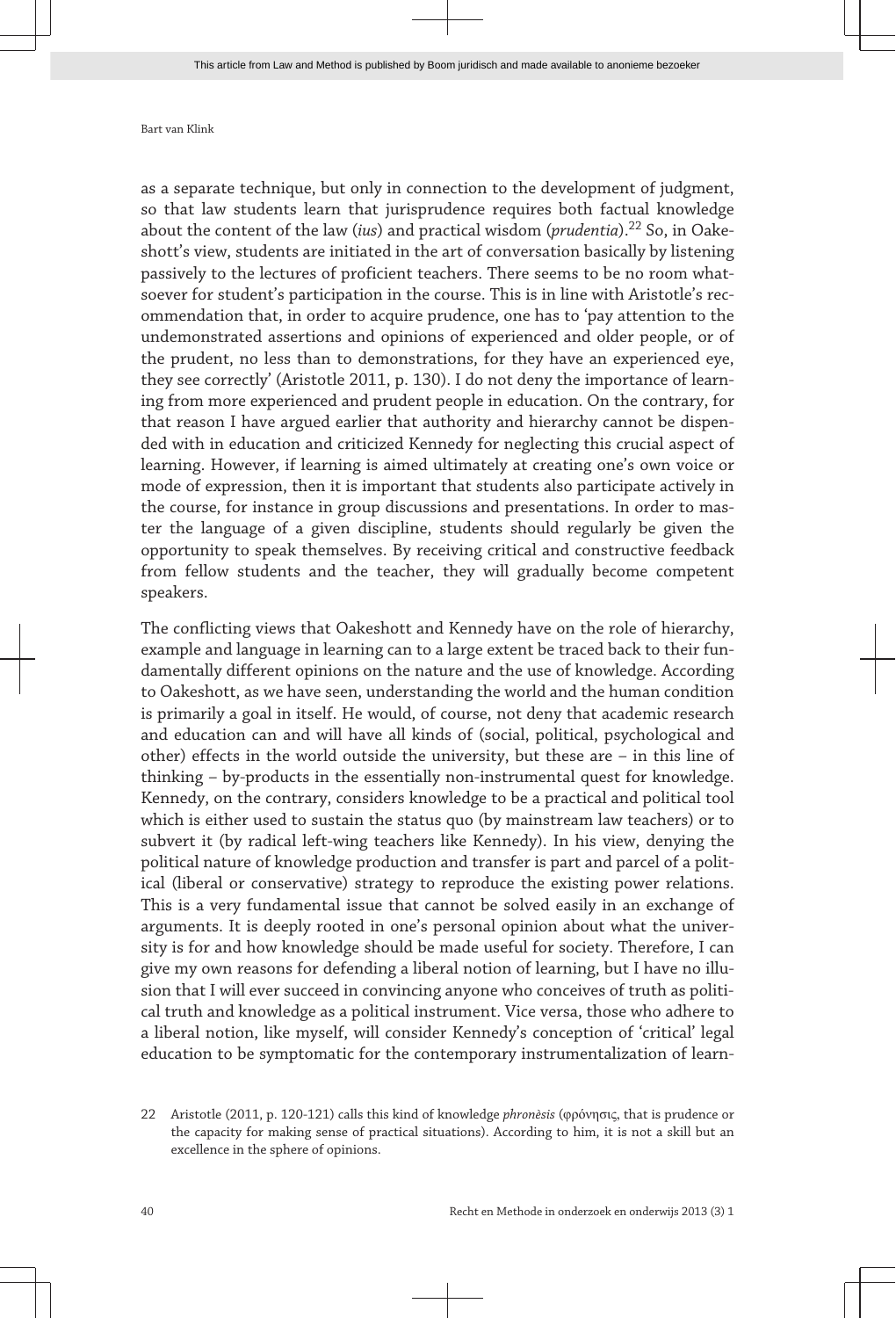as a separate technique, but only in connection to the development of judgment, so that law students learn that jurisprudence requires both factual knowledge about the content of the law (*ius*) and practical wisdom (*prudentia*).[22] So, in Oakeshott's view, students are initiated in the art of conversation basically by listening passively to the lectures of proficient teachers. There seems to be no room whatsoever for student's participation in the course. This is in line with Aristotle's recommendation that, in order to acquire prudence, one has to 'pay attention to the undemonstrated assertions and opinions of experienced and older people, or of the prudent, no less than to demonstrations, for they have an experienced eye, they see correctly' (Aristotle 2011, p. 130). I do not deny the importance of learning from more experienced and prudent people in education. On the contrary, for that reason I have argued earlier that authority and hierarchy cannot be dispended with in education and criticized Kennedy for neglecting this crucial aspect of learning. However, if learning is aimed ultimately at creating one's own voice or mode of expression, then it is important that students also participate actively in the course, for instance in group discussions and presentations. In order to master the language of a given discipline, students should regularly be given the opportunity to speak themselves. By receiving critical and constructive feedback from fellow students and the teacher, they will gradually become competent speakers.

The conflicting views that Oakeshott and Kennedy have on the role of hierarchy, example and language in learning can to a large extent be traced back to their fundamentally different opinions on the nature and the use of knowledge. According to Oakeshott, as we have seen, understanding the world and the human condition is primarily a goal in itself. He would, of course, not deny that academic research and education can and will have all kinds of (social, political, psychological and other) effects in the world outside the university, but these are – in this line of thinking – by-products in the essentially non-instrumental quest for knowledge. Kennedy, on the contrary, considers knowledge to be a practical and political tool which is either used to sustain the status quo (by mainstream law teachers) or to subvert it (by radical left-wing teachers like Kennedy). In his view, denying the political nature of knowledge production and transfer is part and parcel of a political (liberal or conservative) strategy to reproduce the existing power relations. This is a very fundamental issue that cannot be solved easily in an exchange of arguments. It is deeply rooted in one's personal opinion about what the university is for and how knowledge should be made useful for society. Therefore, I can give my own reasons for defending a liberal notion of learning, but I have no illusion that I will ever succeed in convincing anyone who conceives of truth as political truth and knowledge as a political instrument. Vice versa, those who adhere to a liberal notion, like myself, will consider Kennedy's conception of 'critical' legal education to be symptomatic for the contemporary instrumentalization of learn-

22 Aristotle (2011, p. 120-121) calls this kind of knowledge *phronèsis* (φρόνησις, that is prudence or the capacity for making sense of practical situations). According to him, it is not a skill but an excellence in the sphere of opinions.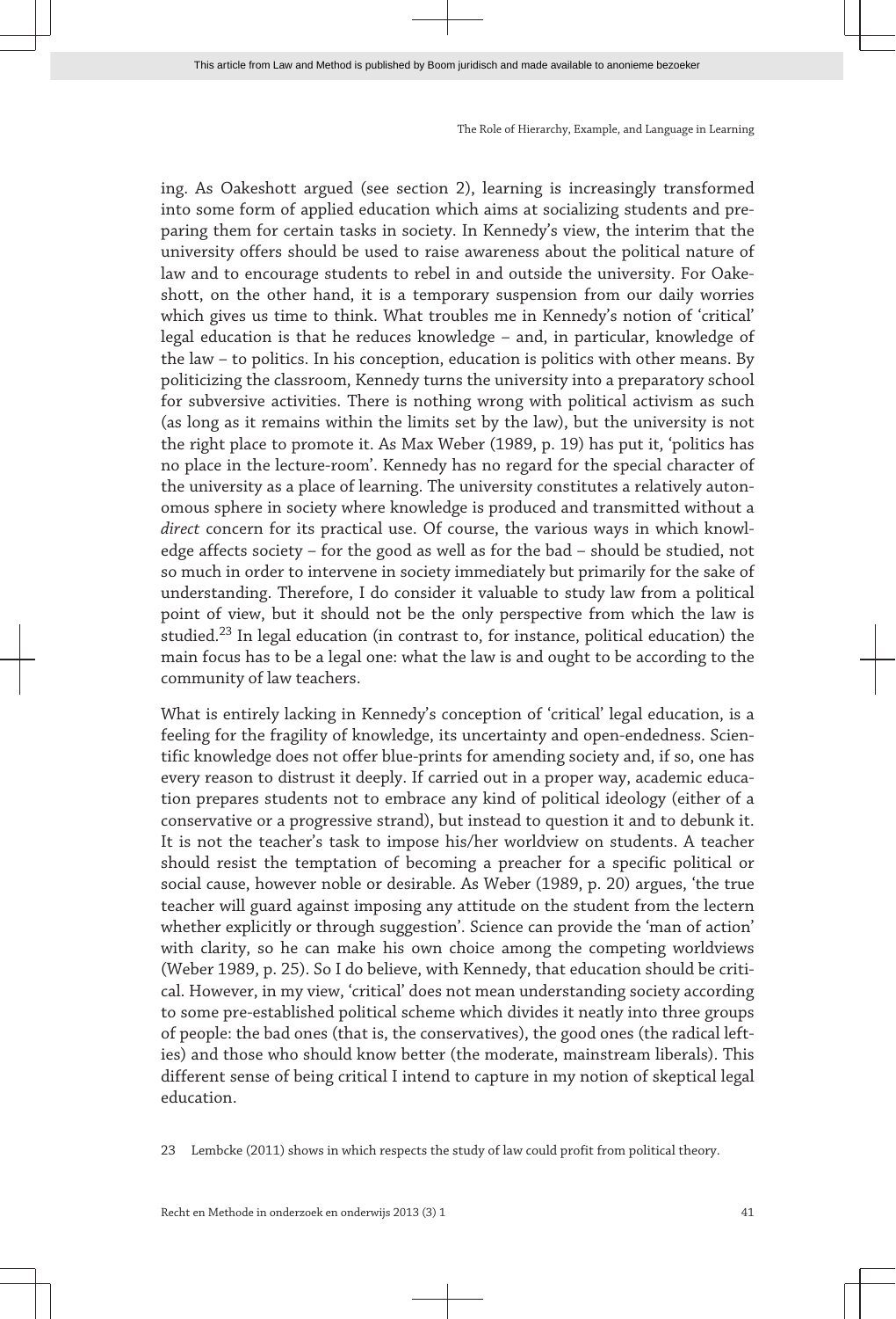ing. As Oakeshott argued (see section 2), learning is increasingly transformed into some form of applied education which aims at socializing students and preparing them for certain tasks in society. In Kennedy's view, the interim that the university offers should be used to raise awareness about the political nature of law and to encourage students to rebel in and outside the university. For Oakeshott, on the other hand, it is a temporary suspension from our daily worries which gives us time to think. What troubles me in Kennedy's notion of 'critical' legal education is that he reduces knowledge – and, in particular, knowledge of the law – to politics. In his conception, education is politics with other means. By politicizing the classroom, Kennedy turns the university into a preparatory school for subversive activities. There is nothing wrong with political activism as such (as long as it remains within the limits set by the law), but the university is not the right place to promote it. As Max Weber (1989, p. 19) has put it, 'politics has no place in the lecture-room'. Kennedy has no regard for the special character of the university as a place of learning. The university constitutes a relatively autonomous sphere in society where knowledge is produced and transmitted without a *direct* concern for its practical use. Of course, the various ways in which knowledge affects society – for the good as well as for the bad – should be studied, not so much in order to intervene in society immediately but primarily for the sake of understanding. Therefore, I do consider it valuable to study law from a political point of view, but it should not be the only perspective from which the law is studied.[23] In legal education (in contrast to, for instance, political education) the main focus has to be a legal one: what the law is and ought to be according to the community of law teachers.

What is entirely lacking in Kennedy's conception of 'critical' legal education, is a feeling for the fragility of knowledge, its uncertainty and open-endedness. Scientific knowledge does not offer blue-prints for amending society and, if so, one has every reason to distrust it deeply. If carried out in a proper way, academic education prepares students not to embrace any kind of political ideology (either of a conservative or a progressive strand), but instead to question it and to debunk it. It is not the teacher's task to impose his/her worldview on students. A teacher should resist the temptation of becoming a preacher for a specific political or social cause, however noble or desirable. As Weber (1989, p. 20) argues, 'the true teacher will guard against imposing any attitude on the student from the lectern whether explicitly or through suggestion'. Science can provide the 'man of action' with clarity, so he can make his own choice among the competing worldviews (Weber 1989, p. 25). So I do believe, with Kennedy, that education should be critical. However, in my view, 'critical' does not mean understanding society according to some pre-established political scheme which divides it neatly into three groups of people: the bad ones (that is, the conservatives), the good ones (the radical lefties) and those who should know better (the moderate, mainstream liberals). This different sense of being critical I intend to capture in my notion of skeptical legal education.

23 Lembcke (2011) shows in which respects the study of law could profit from political theory.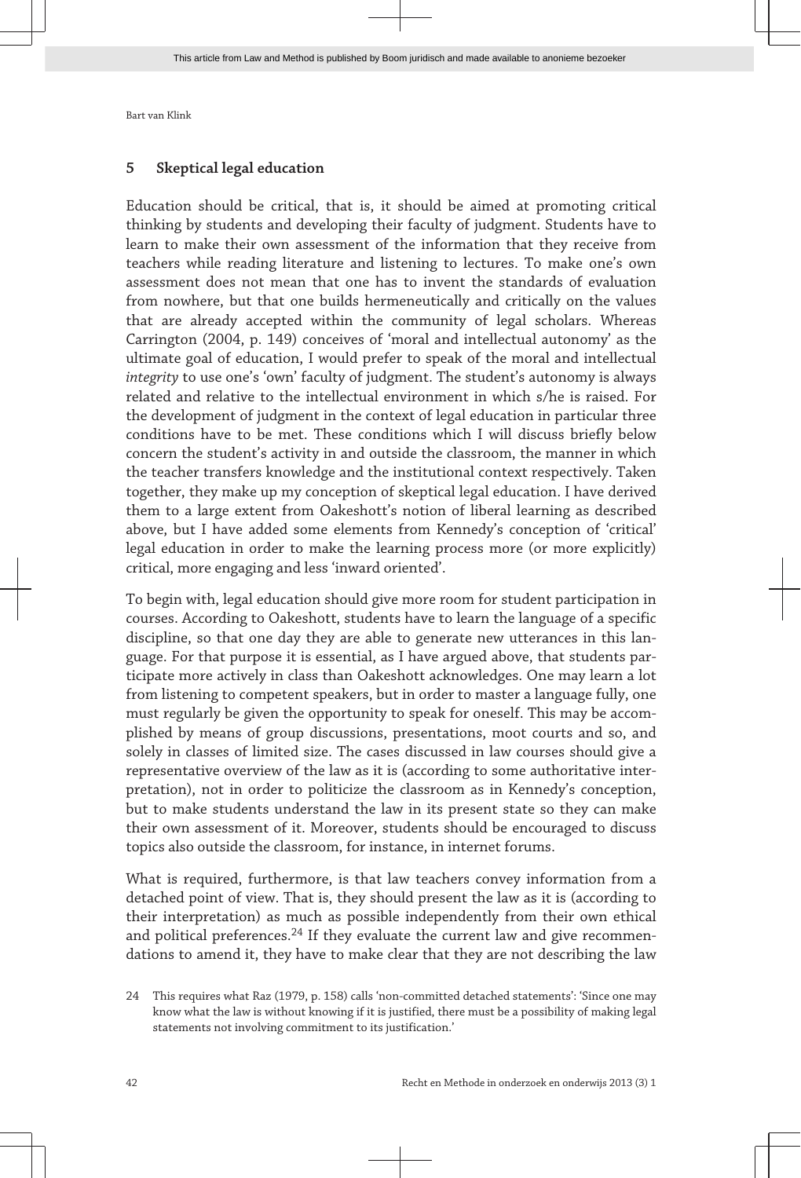## 5 Skeptical legal education

Education should be critical, that is, it should be aimed at promoting critical thinking by students and developing their faculty of judgment. Students have to learn to make their own assessment of the information that they receive from teachers while reading literature and listening to lectures. To make one's own assessment does not mean that one has to invent the standards of evaluation from nowhere, but that one builds hermeneutically and critically on the values that are already accepted within the community of legal scholars. Whereas Carrington (2004, p. 149) conceives of 'moral and intellectual autonomy' as the ultimate goal of education, I would prefer to speak of the moral and intellectual *integrity* to use one's 'own' faculty of judgment. The student's autonomy is always related and relative to the intellectual environment in which s/he is raised. For the development of judgment in the context of legal education in particular three conditions have to be met. These conditions which I will discuss briefly below concern the student's activity in and outside the classroom, the manner in which the teacher transfers knowledge and the institutional context respectively. Taken together, they make up my conception of skeptical legal education. I have derived them to a large extent from Oakeshott's notion of liberal learning as described above, but I have added some elements from Kennedy's conception of 'critical' legal education in order to make the learning process more (or more explicitly) critical, more engaging and less 'inward oriented'.

To begin with, legal education should give more room for student participation in courses. According to Oakeshott, students have to learn the language of a specific discipline, so that one day they are able to generate new utterances in this language. For that purpose it is essential, as I have argued above, that students participate more actively in class than Oakeshott acknowledges. One may learn a lot from listening to competent speakers, but in order to master a language fully, one must regularly be given the opportunity to speak for oneself. This may be accomplished by means of group discussions, presentations, moot courts and so, and solely in classes of limited size. The cases discussed in law courses should give a representative overview of the law as it is (according to some authoritative interpretation), not in order to politicize the classroom as in Kennedy's conception, but to make students understand the law in its present state so they can make their own assessment of it. Moreover, students should be encouraged to discuss topics also outside the classroom, for instance, in internet forums.

What is required, furthermore, is that law teachers convey information from a detached point of view. That is, they should present the law as it is (according to their interpretation) as much as possible independently from their own ethical and political preferences.[24] If they evaluate the current law and give recommendations to amend it, they have to make clear that they are not describing the law

24 This requires what Raz (1979, p. 158) calls 'non-committed detached statements': 'Since one may know what the law is without knowing if it is justified, there must be a possibility of making legal statements not involving commitment to its justification.'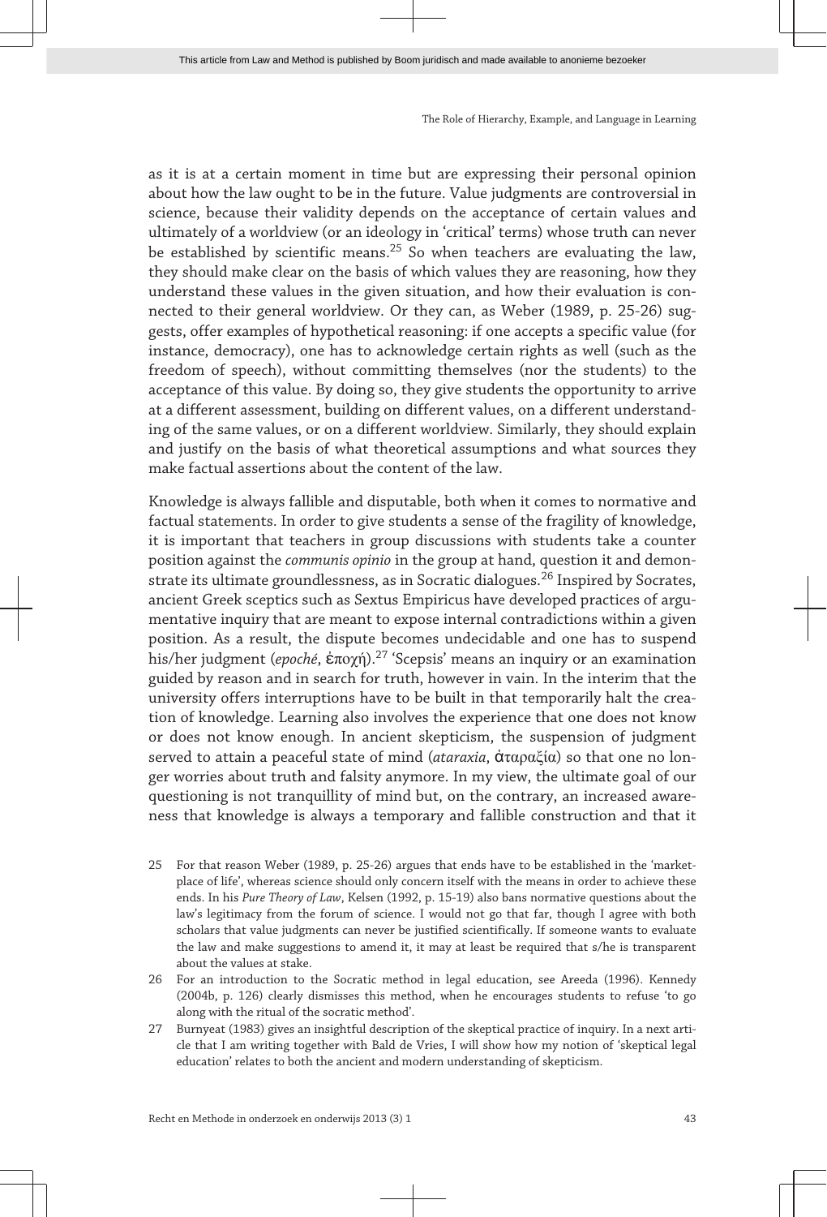as it is at a certain moment in time but are expressing their personal opinion about how the law ought to be in the future. Value judgments are controversial in science, because their validity depends on the acceptance of certain values and ultimately of a worldview (or an ideology in 'critical' terms) whose truth can never be established by scientific means.[25] So when teachers are evaluating the law, they should make clear on the basis of which values they are reasoning, how they understand these values in the given situation, and how their evaluation is connected to their general worldview. Or they can, as Weber (1989, p. 25-26) suggests, offer examples of hypothetical reasoning: if one accepts a specific value (for instance, democracy), one has to acknowledge certain rights as well (such as the freedom of speech), without committing themselves (nor the students) to the acceptance of this value. By doing so, they give students the opportunity to arrive at a different assessment, building on different values, on a different understanding of the same values, or on a different worldview. Similarly, they should explain and justify on the basis of what theoretical assumptions and what sources they make factual assertions about the content of the law.

Knowledge is always fallible and disputable, both when it comes to normative and factual statements. In order to give students a sense of the fragility of knowledge, it is important that teachers in group discussions with students take a counter position against the *communis opinio* in the group at hand, question it and demonstrate its ultimate groundlessness, as in Socratic dialogues.[26] Inspired by Socrates, ancient Greek sceptics such as Sextus Empiricus have developed practices of argumentative inquiry that are meant to expose internal contradictions within a given position. As a result, the dispute becomes undecidable and one has to suspend his/her judgment (*epoché*, ἐποχή).[27] 'Scepsis' means an inquiry or an examination guided by reason and in search for truth, however in vain. In the interim that the university offers interruptions have to be built in that temporarily halt the creation of knowledge. Learning also involves the experience that one does not know or does not know enough. In ancient skepticism, the suspension of judgment served to attain a peaceful state of mind (*ataraxia*, ἀταραξία) so that one no longer worries about truth and falsity anymore. In my view, the ultimate goal of our questioning is not tranquillity of mind but, on the contrary, an increased awareness that knowledge is always a temporary and fallible construction and that it

25 For that reason Weber (1989, p. 25-26) argues that ends have to be established in the 'marketplace of life', whereas science should only concern itself with the means in order to achieve these ends. In his *Pure Theory of Law*, Kelsen (1992, p. 15-19) also bans normative questions about the law's legitimacy from the forum of science. I would not go that far, though I agree with both scholars that value judgments can never be justified scientifically. If someone wants to evaluate the law and make suggestions to amend it, it may at least be required that s/he is transparent about the values at stake.

26 For an introduction to the Socratic method in legal education, see Areeda (1996). Kennedy (2004b, p. 126) clearly dismisses this method, when he encourages students to refuse 'to go along with the ritual of the socratic method'.

27 Burnyeat (1983) gives an insightful description of the skeptical practice of inquiry. In a next article that I am writing together with Bald de Vries, I will show how my notion of 'skeptical legal education' relates to both the ancient and modern understanding of skepticism.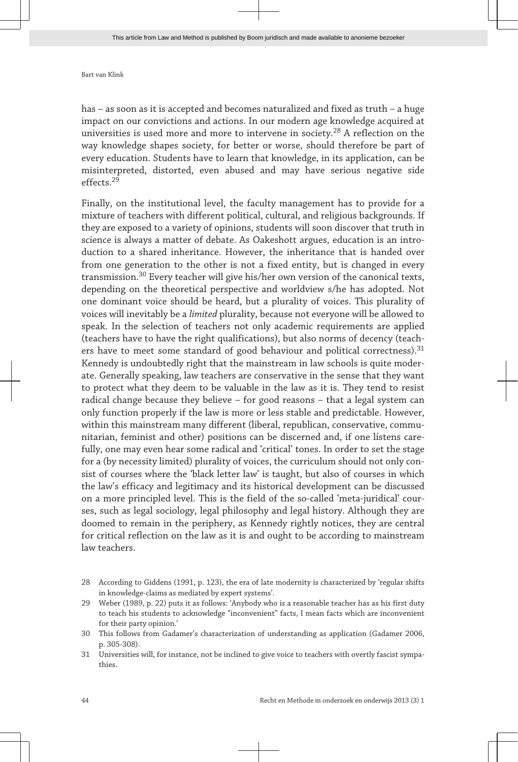has – as soon as it is accepted and becomes naturalized and fixed as truth – a huge impact on our convictions and actions. In our modern age knowledge acquired at universities is used more and more to intervene in society.[28] A reflection on the way knowledge shapes society, for better or worse, should therefore be part of every education. Students have to learn that knowledge, in its application, can be misinterpreted, distorted, even abused and may have serious negative side effects.[29]

Finally, on the institutional level, the faculty management has to provide for a mixture of teachers with different political, cultural, and religious backgrounds. If they are exposed to a variety of opinions, students will soon discover that truth in science is always a matter of debate. As Oakeshott argues, education is an introduction to a shared inheritance. However, the inheritance that is handed over from one generation to the other is not a fixed entity, but is changed in every transmission.[30] Every teacher will give his/her own version of the canonical texts, depending on the theoretical perspective and worldview s/he has adopted. Not one dominant voice should be heard, but a plurality of voices. This plurality of voices will inevitably be a *limited* plurality, because not everyone will be allowed to speak. In the selection of teachers not only academic requirements are applied (teachers have to have the right qualifications), but also norms of decency (teachers have to meet some standard of good behaviour and political correctness).[31] Kennedy is undoubtedly right that the mainstream in law schools is quite moderate. Generally speaking, law teachers are conservative in the sense that they want to protect what they deem to be valuable in the law as it is. They tend to resist radical change because they believe – for good reasons – that a legal system can only function properly if the law is more or less stable and predictable. However, within this mainstream many different (liberal, republican, conservative, communitarian, feminist and other) positions can be discerned and, if one listens carefully, one may even hear some radical and 'critical' tones. In order to set the stage for a (by necessity limited) plurality of voices, the curriculum should not only consist of courses where the 'black letter law' is taught, but also of courses in which the law's efficacy and legitimacy and its historical development can be discussed on a more principled level. This is the field of the so-called 'meta-juridical' courses, such as legal sociology, legal philosophy and legal history. Although they are doomed to remain in the periphery, as Kennedy rightly notices, they are central for critical reflection on the law as it is and ought to be according to mainstream law teachers.

28 According to Giddens (1991, p. 123), the era of late modernity is characterized by 'regular shifts in knowledge-claims as mediated by expert systems'.

29 Weber (1989, p. 22) puts it as follows: 'Anybody who is a reasonable teacher has as his first duty to teach his students to acknowledge "inconvenient" facts, I mean facts which are inconvenient for their party opinion.'

30 This follows from Gadamer's characterization of understanding as application (Gadamer 2006, p. 305-308).

31 Universities will, for instance, not be inclined to give voice to teachers with overtly fascist sympathies.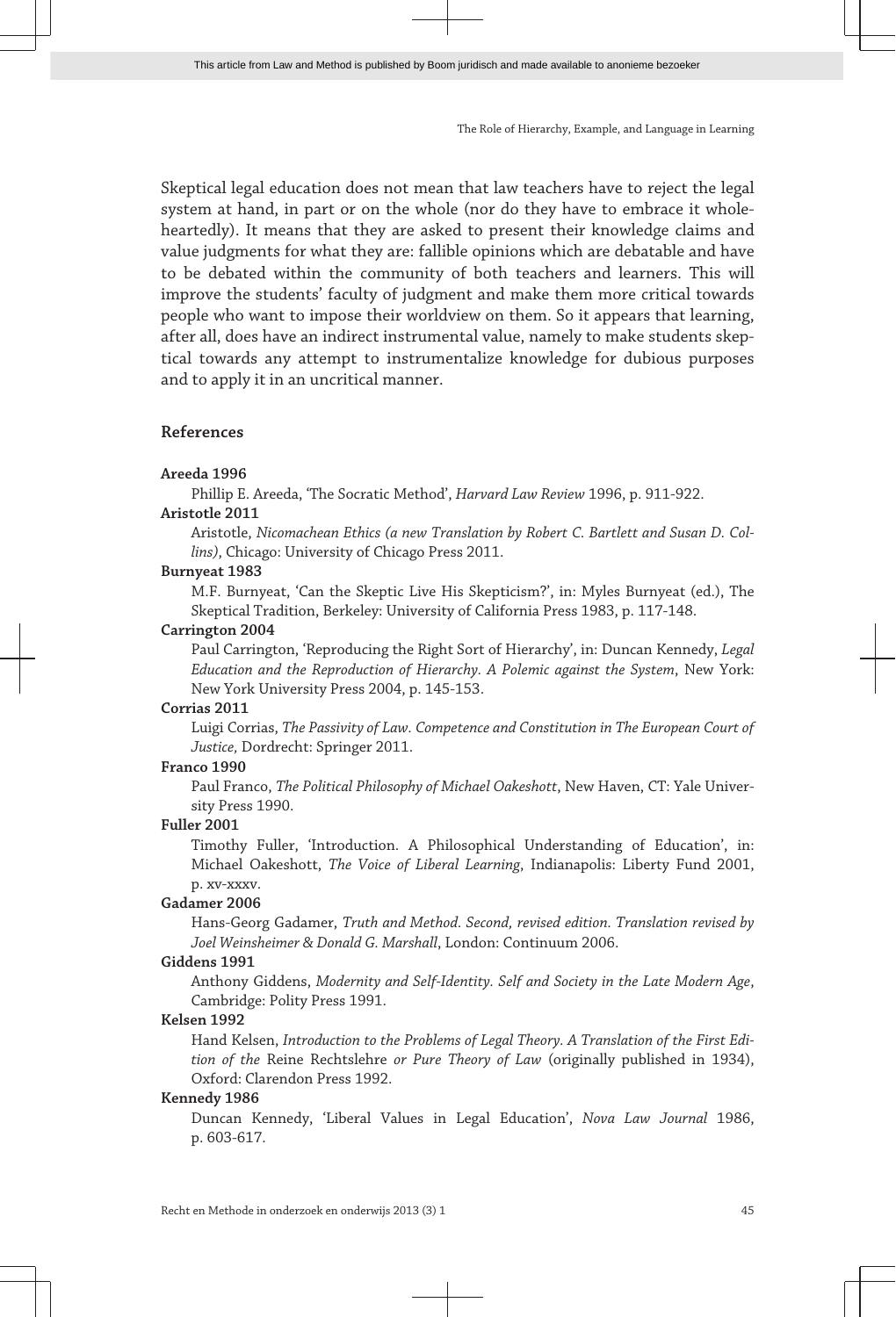Skeptical legal education does not mean that law teachers have to reject the legal system at hand, in part or on the whole (nor do they have to embrace it wholeheartedly). It means that they are asked to present their knowledge claims and value judgments for what they are: fallible opinions which are debatable and have to be debated within the community of both teachers and learners. This will improve the students' faculty of judgment and make them more critical towards people who want to impose their worldview on them. So it appears that learning, after all, does have an indirect instrumental value, namely to make students skeptical towards any attempt to instrumentalize knowledge for dubious purposes and to apply it in an uncritical manner.

## References

**Areeda 1996**

Phillip E. Areeda, 'The Socratic Method', *Harvard Law Review* 1996, p. 911-922.

**Aristotle 2011**

Aristotle, *Nicomachean Ethics (a new Translation by Robert C. Bartlett and Susan D. Collins)*, Chicago: University of Chicago Press 2011.

**Burnyeat 1983**

M.F. Burnyeat, 'Can the Skeptic Live His Skepticism?', in: Myles Burnyeat (ed.), The Skeptical Tradition, Berkeley: University of California Press 1983, p. 117-148.

**Carrington 2004**

Paul Carrington, 'Reproducing the Right Sort of Hierarchy', in: Duncan Kennedy, *Legal Education and the Reproduction of Hierarchy. A Polemic against the System*, New York: New York University Press 2004, p. 145-153.

**Corrias 2011**

Luigi Corrias, *The Passivity of Law. Competence and Constitution in The European Court of Justice,* Dordrecht: Springer 2011.

**Franco 1990**

Paul Franco, *The Political Philosophy of Michael Oakeshott*, New Haven, CT: Yale University Press 1990.

**Fuller 2001**

Timothy Fuller, 'Introduction. A Philosophical Understanding of Education', in: Michael Oakeshott, *The Voice of Liberal Learning*, Indianapolis: Liberty Fund 2001, p. xv-xxxv.

**Gadamer 2006**

Hans-Georg Gadamer, *Truth and Method. Second, revised edition. Translation revised by Joel Weinsheimer & Donald G. Marshall*, London: Continuum 2006.

**Giddens 1991**

Anthony Giddens, *Modernity and Self-Identity. Self and Society in the Late Modern Age*, Cambridge: Polity Press 1991.

**Kelsen 1992**

Hand Kelsen, *Introduction to the Problems of Legal Theory. A Translation of the First Edition of the* Reine Rechtslehre *or Pure Theory of Law* (originally published in 1934), Oxford: Clarendon Press 1992.

**Kennedy 1986**

Duncan Kennedy, 'Liberal Values in Legal Education', *Nova Law Journal* 1986, p. 603-617.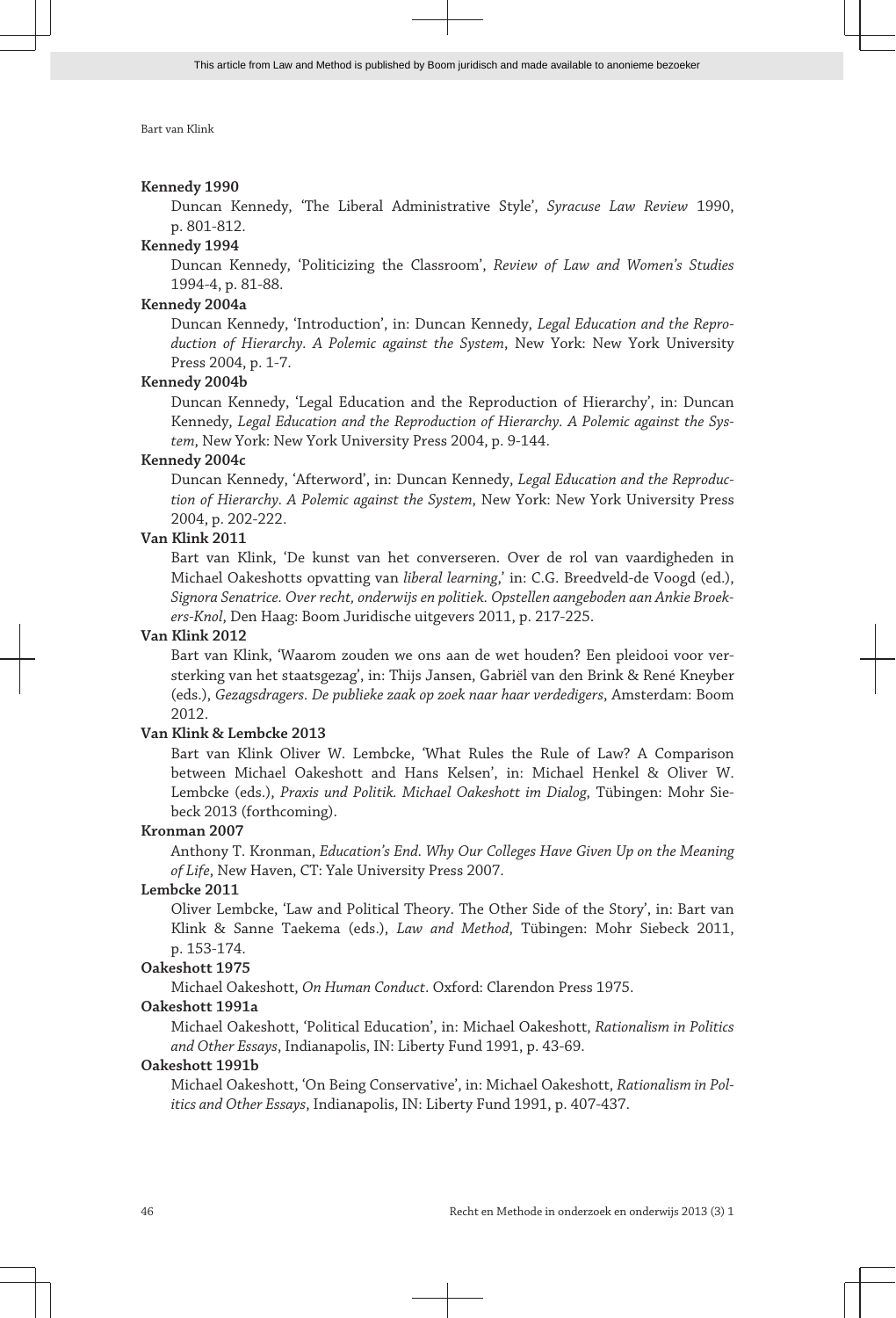**Kennedy 1990**

Duncan Kennedy, 'The Liberal Administrative Style', *Syracuse Law Review* 1990, p. 801-812.

**Kennedy 1994**

Duncan Kennedy, 'Politicizing the Classroom', *Review of Law and Women's Studies* 1994-4, p. 81-88.

**Kennedy 2004a**

Duncan Kennedy, 'Introduction', in: Duncan Kennedy, *Legal Education and the Reproduction of Hierarchy. A Polemic against the System*, New York: New York University Press 2004, p. 1-7.

**Kennedy 2004b**

Duncan Kennedy, 'Legal Education and the Reproduction of Hierarchy', in: Duncan Kennedy, *Legal Education and the Reproduction of Hierarchy. A Polemic against the System*, New York: New York University Press 2004, p. 9-144.

**Kennedy 2004c**

Duncan Kennedy, 'Afterword', in: Duncan Kennedy, *Legal Education and the Reproduction of Hierarchy. A Polemic against the System*, New York: New York University Press 2004, p. 202-222.

**Van Klink 2011**

Bart van Klink, 'De kunst van het converseren. Over de rol van vaardigheden in Michael Oakeshotts opvatting van *liberal learning*,' in: C.G. Breedveld-de Voogd (ed.), *Signora Senatrice. Over recht, onderwijs en politiek. Opstellen aangeboden aan Ankie Broekers-Knol*, Den Haag: Boom Juridische uitgevers 2011, p. 217-225.

**Van Klink 2012**

Bart van Klink, 'Waarom zouden we ons aan de wet houden? Een pleidooi voor versterking van het staatsgezag', in: Thijs Jansen, Gabriël van den Brink & René Kneyber (eds.), *Gezagsdragers. De publieke zaak op zoek naar haar verdedigers*, Amsterdam: Boom 2012.

**Van Klink & Lembcke 2013**

Bart van Klink Oliver W. Lembcke, 'What Rules the Rule of Law? A Comparison between Michael Oakeshott and Hans Kelsen', in: Michael Henkel & Oliver W. Lembcke (eds.), *Praxis und Politik. Michael Oakeshott im Dialog*, Tübingen: Mohr Siebeck 2013 (forthcoming).

**Kronman 2007**

Anthony T. Kronman, *Education's End. Why Our Colleges Have Given Up on the Meaning of Life*, New Haven, CT: Yale University Press 2007.

**Lembcke 2011**

Oliver Lembcke, 'Law and Political Theory. The Other Side of the Story', in: Bart van Klink & Sanne Taekema (eds.), *Law and Method*, Tübingen: Mohr Siebeck 2011, p. 153-174.

**Oakeshott 1975**

Michael Oakeshott, *On Human Conduct*. Oxford: Clarendon Press 1975.

**Oakeshott 1991a**

Michael Oakeshott, 'Political Education', in: Michael Oakeshott, *Rationalism in Politics and Other Essays*, Indianapolis, IN: Liberty Fund 1991, p. 43-69.

**Oakeshott 1991b**

Michael Oakeshott, 'On Being Conservative', in: Michael Oakeshott, *Rationalism in Politics and Other Essays*, Indianapolis, IN: Liberty Fund 1991, p. 407-437.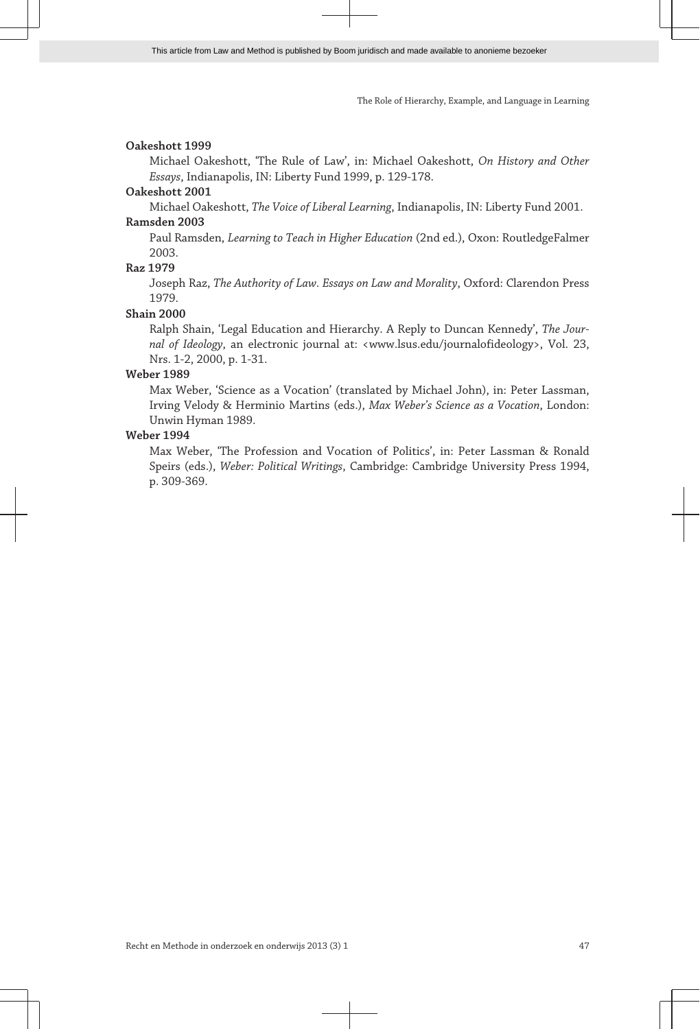**Oakeshott 1999**

Michael Oakeshott, 'The Rule of Law', in: Michael Oakeshott, *On History and Other Essays*, Indianapolis, IN: Liberty Fund 1999, p. 129-178.

**Oakeshott 2001**

Michael Oakeshott, *The Voice of Liberal Learning*, Indianapolis, IN: Liberty Fund 2001.

**Ramsden 2003**

Paul Ramsden, *Learning to Teach in Higher Education* (2nd ed.), Oxon: RoutledgeFalmer 2003.

**Raz 1979**

Joseph Raz, *The Authority of Law. Essays on Law and Morality*, Oxford: Clarendon Press 1979.

**Shain 2000**

Ralph Shain, 'Legal Education and Hierarchy. A Reply to Duncan Kennedy', *The Journal of Ideology*, an electronic journal at: <www.lsus.edu/journalofideology>, Vol. 23, Nrs. 1-2, 2000, p. 1-31.

**Weber 1989**

Max Weber, 'Science as a Vocation' (translated by Michael John), in: Peter Lassman, Irving Velody & Herminio Martins (eds.), *Max Weber's Science as a Vocation*, London: Unwin Hyman 1989.

**Weber 1994**

Max Weber, 'The Profession and Vocation of Politics', in: Peter Lassman & Ronald Speirs (eds.), *Weber: Political Writings*, Cambridge: Cambridge University Press 1994, p. 309-369.